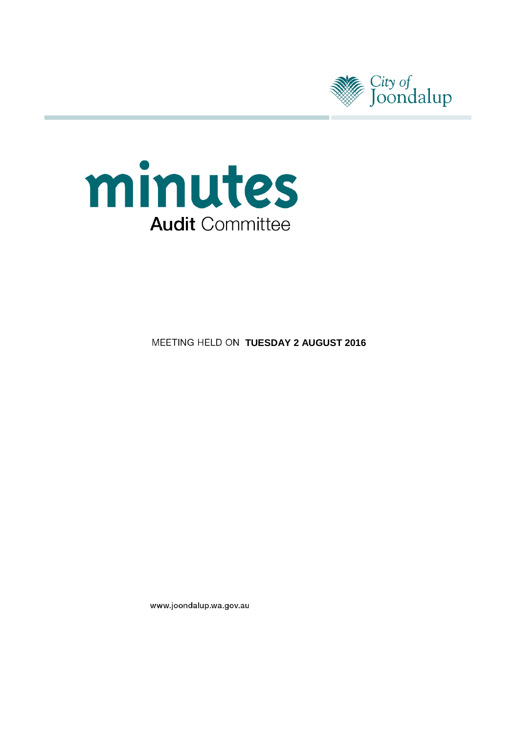City of Joondalup

# minutes

## Audit Committee

MEETING HELD ON **TUESDAY 2 AUGUST 2016**

www.joondalup.wa.gov.au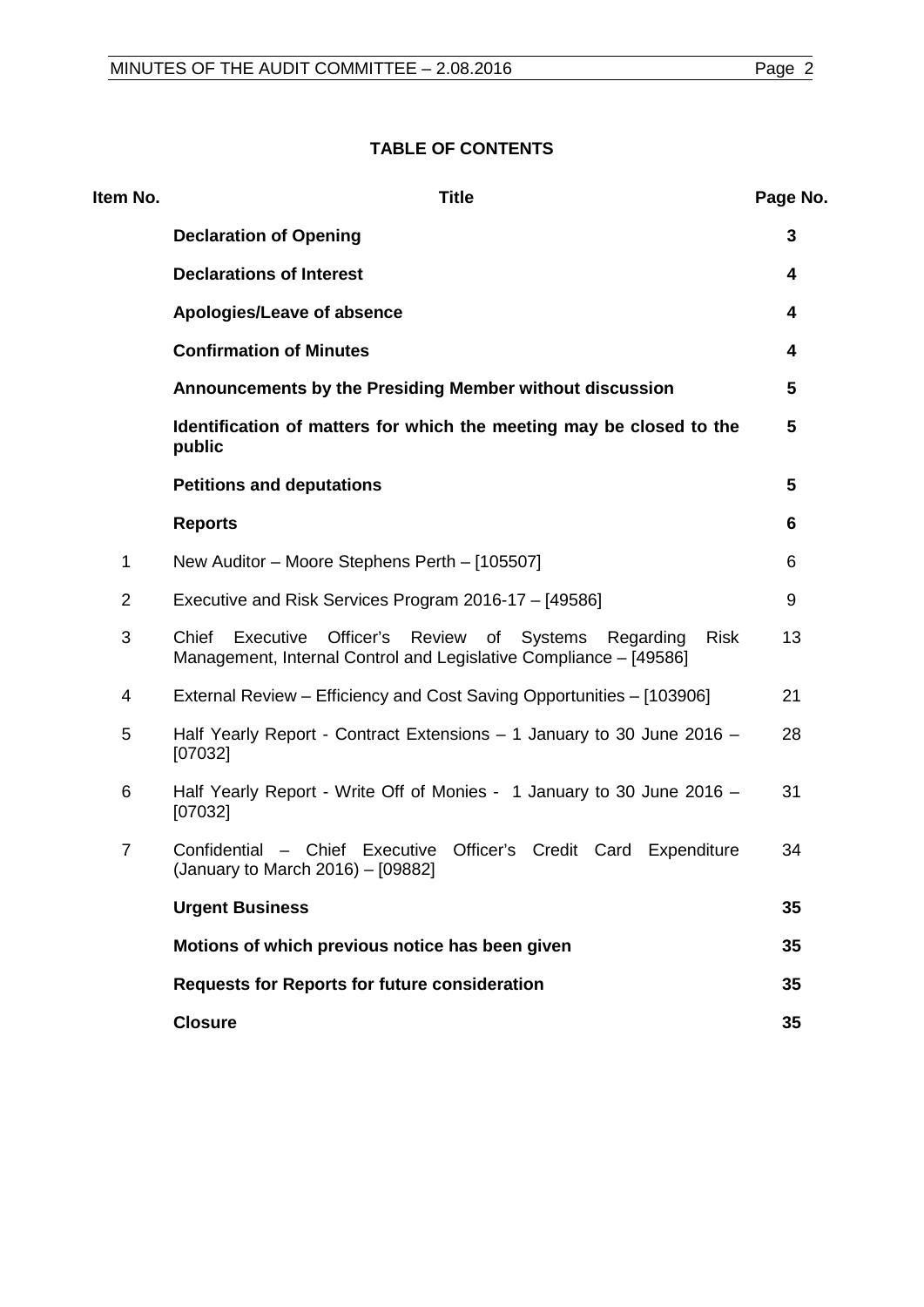**TABLE OF CONTENTS**

| Item No. | Title | Page No. |
|---|---|---|
| | **Declaration of Opening** | **3** |
| | **Declarations of Interest** | **4** |
| | **Apologies/Leave of absence** | **4** |
| | **Confirmation of Minutes** | **4** |
| | **Announcements by the Presiding Member without discussion** | **5** |
| | **Identification of matters for which the meeting may be closed to the public** | **5** |
| | **Petitions and deputations** | **5** |
| | **Reports** | **6** |
| 1 | New Auditor – Moore Stephens Perth – [105507] | 6 |
| 2 | Executive and Risk Services Program 2016-17 – [49586] | 9 |
| 3 | Chief Executive Officer's Review of Systems Regarding Risk Management, Internal Control and Legislative Compliance – [49586] | 13 |
| 4 | External Review – Efficiency and Cost Saving Opportunities – [103906] | 21 |
| 5 | Half Yearly Report - Contract Extensions – 1 January to 30 June 2016 – [07032] | 28 |
| 6 | Half Yearly Report - Write Off of Monies - 1 January to 30 June 2016 – [07032] | 31 |
| 7 | Confidential – Chief Executive Officer's Credit Card Expenditure (January to March 2016) – [09882] | 34 |
| | **Urgent Business** | **35** |
| | **Motions of which previous notice has been given** | **35** |
| | **Requests for Reports for future consideration** | **35** |
| | **Closure** | **35** |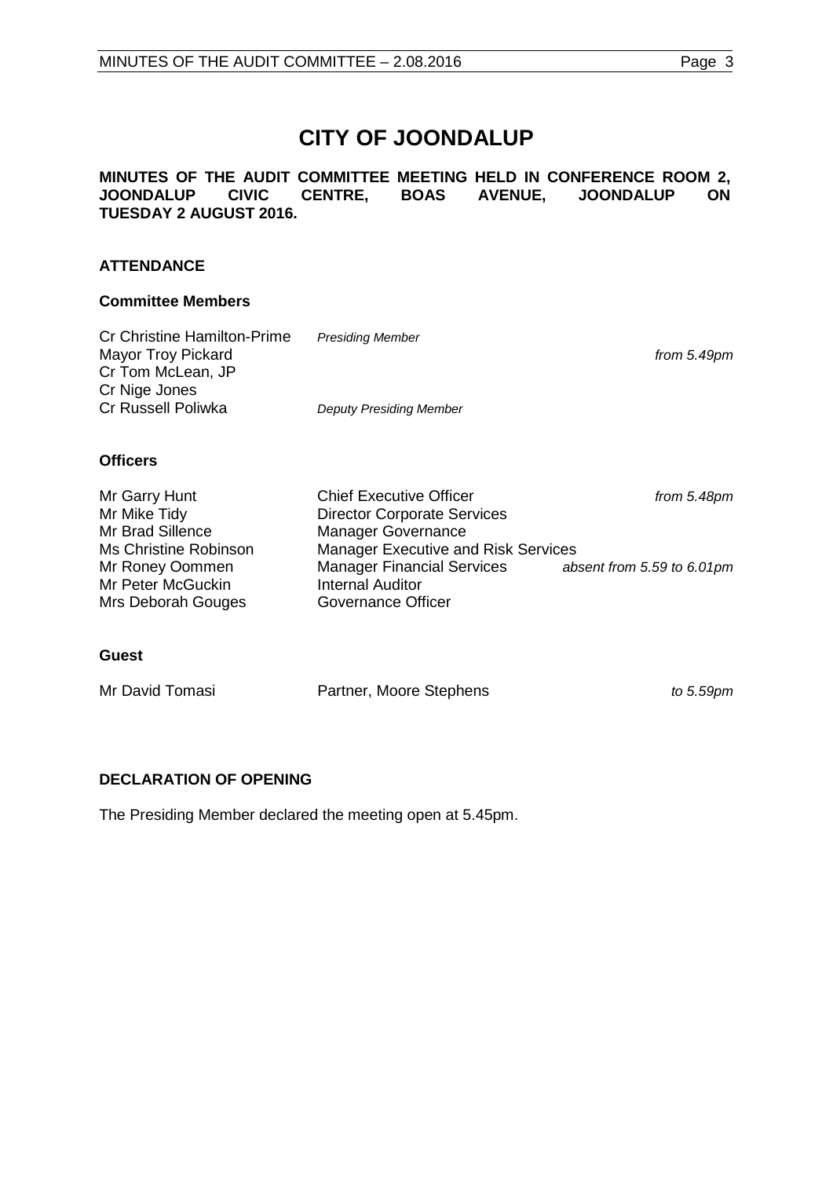# CITY OF JOONDALUP

**MINUTES OF THE AUDIT COMMITTEE MEETING HELD IN CONFERENCE ROOM 2, JOONDALUP CIVIC CENTRE, BOAS AVENUE, JOONDALUP ON TUESDAY 2 AUGUST 2016.**

## ATTENDANCE

### Committee Members

| | | |
|---|---|---|
| Cr Christine Hamilton-Prime | *Presiding Member* | |
| Mayor Troy Pickard | | *from 5.49pm* |
| Cr Tom McLean, JP | | |
| Cr Nige Jones | | |
| Cr Russell Poliwka | *Deputy Presiding Member* | |

### Officers

| | | |
|---|---|---|
| Mr Garry Hunt | Chief Executive Officer | *from 5.48pm* |
| Mr Mike Tidy | Director Corporate Services | |
| Mr Brad Sillence | Manager Governance | |
| Ms Christine Robinson | Manager Executive and Risk Services | |
| Mr Roney Oommen | Manager Financial Services | *absent from 5.59 to 6.01pm* |
| Mr Peter McGuckin | Internal Auditor | |
| Mrs Deborah Gouges | Governance Officer | |

### Guest

| | | |
|---|---|---|
| Mr David Tomasi | Partner, Moore Stephens | *to 5.59pm* |

## DECLARATION OF OPENING

The Presiding Member declared the meeting open at 5.45pm.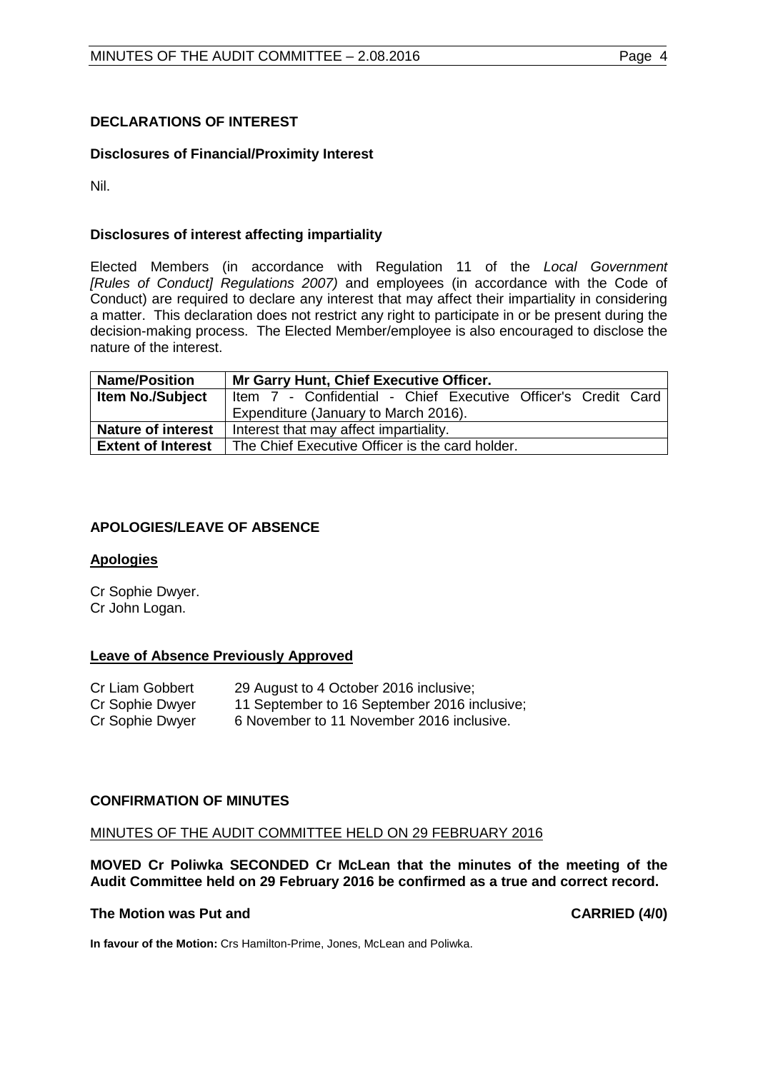## DECLARATIONS OF INTEREST

### Disclosures of Financial/Proximity Interest

Nil.

### Disclosures of interest affecting impartiality

Elected Members (in accordance with Regulation 11 of the *Local Government [Rules of Conduct] Regulations 2007)* and employees (in accordance with the Code of Conduct) are required to declare any interest that may affect their impartiality in considering a matter. This declaration does not restrict any right to participate in or be present during the decision-making process. The Elected Member/employee is also encouraged to disclose the nature of the interest.

| **Name/Position** | **Mr Garry Hunt, Chief Executive Officer.** |
|---|---|
| **Item No./Subject** | Item 7 - Confidential - Chief Executive Officer's Credit Card Expenditure (January to March 2016). |
| **Nature of interest** | Interest that may affect impartiality. |
| **Extent of Interest** | The Chief Executive Officer is the card holder. |

## APOLOGIES/LEAVE OF ABSENCE

### Apologies

Cr Sophie Dwyer.
Cr John Logan.

### Leave of Absence Previously Approved

| | |
|---|---|
| Cr Liam Gobbert | 29 August to 4 October 2016 inclusive; |
| Cr Sophie Dwyer | 11 September to 16 September 2016 inclusive; |
| Cr Sophie Dwyer | 6 November to 11 November 2016 inclusive. |

## CONFIRMATION OF MINUTES

MINUTES OF THE AUDIT COMMITTEE HELD ON 29 FEBRUARY 2016

**MOVED Cr Poliwka SECONDED Cr McLean that the minutes of the meeting of the Audit Committee held on 29 February 2016 be confirmed as a true and correct record.**

**The Motion was Put and CARRIED (4/0)**

**In favour of the Motion:** Crs Hamilton-Prime, Jones, McLean and Poliwka.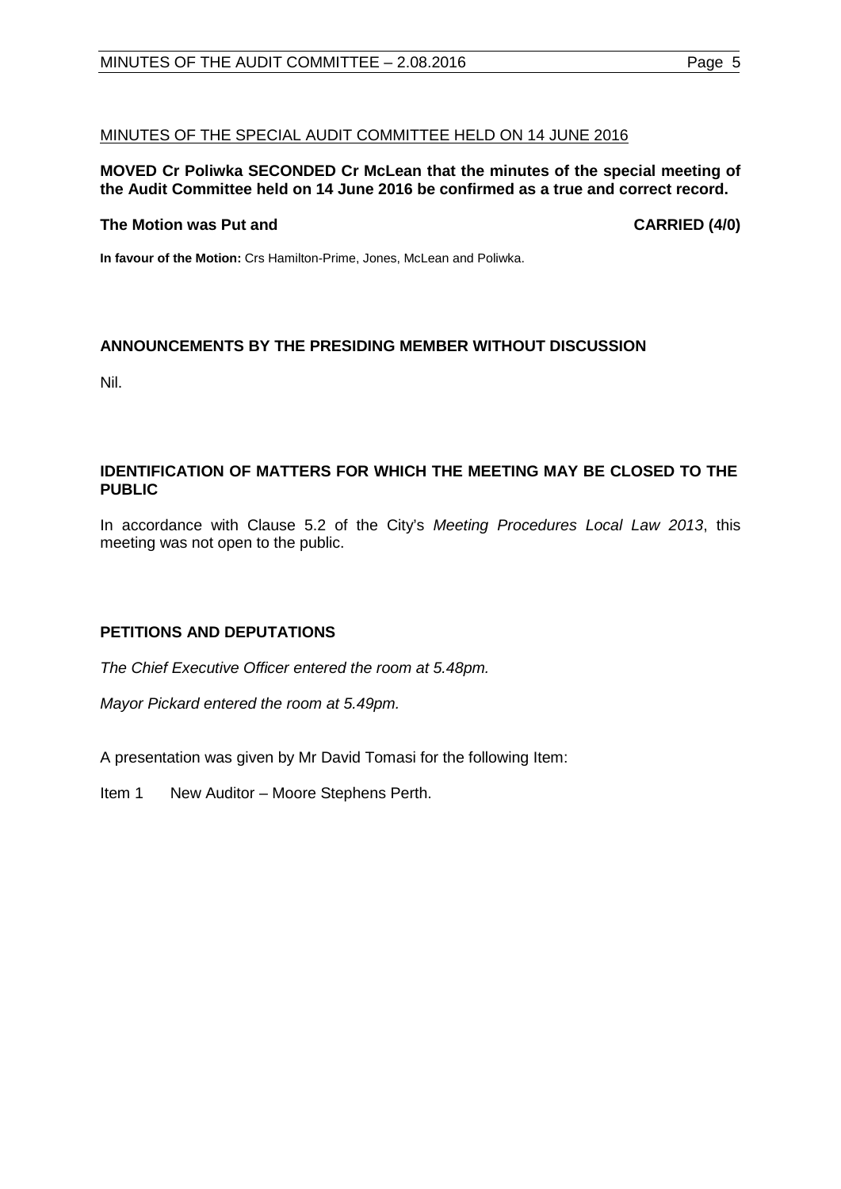MINUTES OF THE SPECIAL AUDIT COMMITTEE HELD ON 14 JUNE 2016

**MOVED Cr Poliwka SECONDED Cr McLean that the minutes of the special meeting of the Audit Committee held on 14 June 2016 be confirmed as a true and correct record.**

**The Motion was Put and CARRIED (4/0)**

**In favour of the Motion:** Crs Hamilton-Prime, Jones, McLean and Poliwka.

## ANNOUNCEMENTS BY THE PRESIDING MEMBER WITHOUT DISCUSSION

Nil.

## IDENTIFICATION OF MATTERS FOR WHICH THE MEETING MAY BE CLOSED TO THE PUBLIC

In accordance with Clause 5.2 of the City's *Meeting Procedures Local Law 2013*, this meeting was not open to the public.

## PETITIONS AND DEPUTATIONS

*The Chief Executive Officer entered the room at 5.48pm.*

*Mayor Pickard entered the room at 5.49pm.*

A presentation was given by Mr David Tomasi for the following Item:

Item 1 New Auditor – Moore Stephens Perth.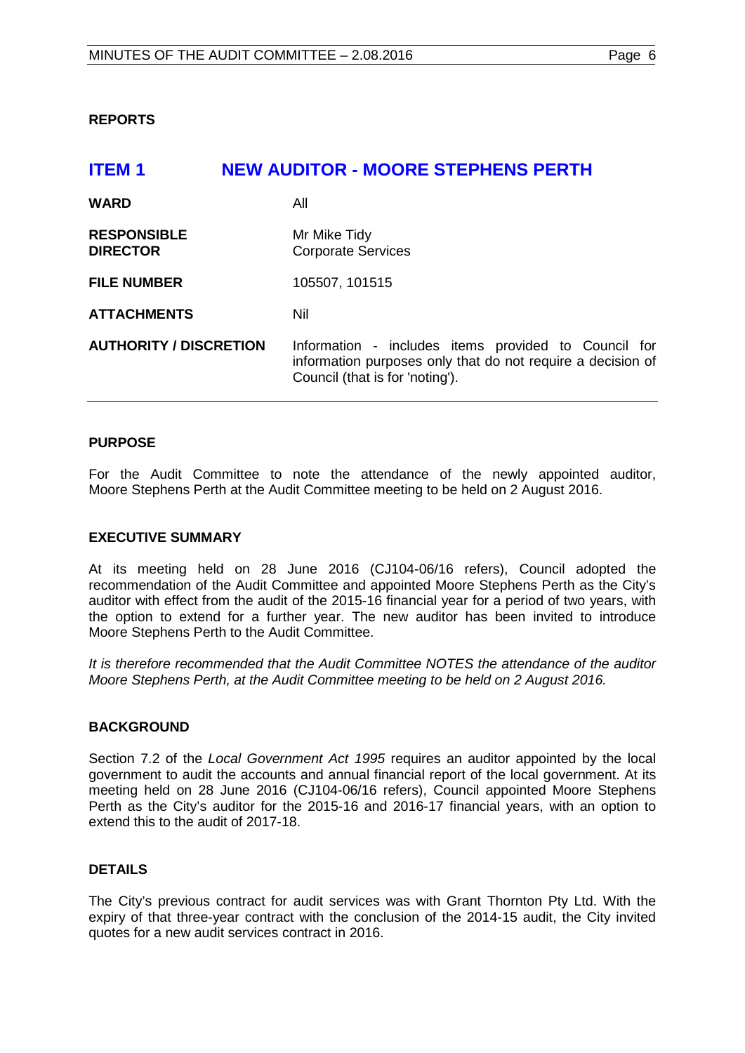**REPORTS**

## ITEM 1 NEW AUDITOR - MOORE STEPHENS PERTH

| | |
|---|---|
| **WARD** | All |
| **RESPONSIBLE DIRECTOR** | Mr Mike Tidy<br>Corporate Services |
| **FILE NUMBER** | 105507, 101515 |
| **ATTACHMENTS** | Nil |
| **AUTHORITY / DISCRETION** | Information - includes items provided to Council for information purposes only that do not require a decision of Council (that is for 'noting'). |

### PURPOSE

For the Audit Committee to note the attendance of the newly appointed auditor, Moore Stephens Perth at the Audit Committee meeting to be held on 2 August 2016.

### EXECUTIVE SUMMARY

At its meeting held on 28 June 2016 (CJ104-06/16 refers), Council adopted the recommendation of the Audit Committee and appointed Moore Stephens Perth as the City's auditor with effect from the audit of the 2015-16 financial year for a period of two years, with the option to extend for a further year. The new auditor has been invited to introduce Moore Stephens Perth to the Audit Committee.

*It is therefore recommended that the Audit Committee NOTES the attendance of the auditor Moore Stephens Perth, at the Audit Committee meeting to be held on 2 August 2016.*

### BACKGROUND

Section 7.2 of the *Local Government Act 1995* requires an auditor appointed by the local government to audit the accounts and annual financial report of the local government. At its meeting held on 28 June 2016 (CJ104-06/16 refers), Council appointed Moore Stephens Perth as the City's auditor for the 2015-16 and 2016-17 financial years, with an option to extend this to the audit of 2017-18.

### DETAILS

The City's previous contract for audit services was with Grant Thornton Pty Ltd. With the expiry of that three-year contract with the conclusion of the 2014-15 audit, the City invited quotes for a new audit services contract in 2016.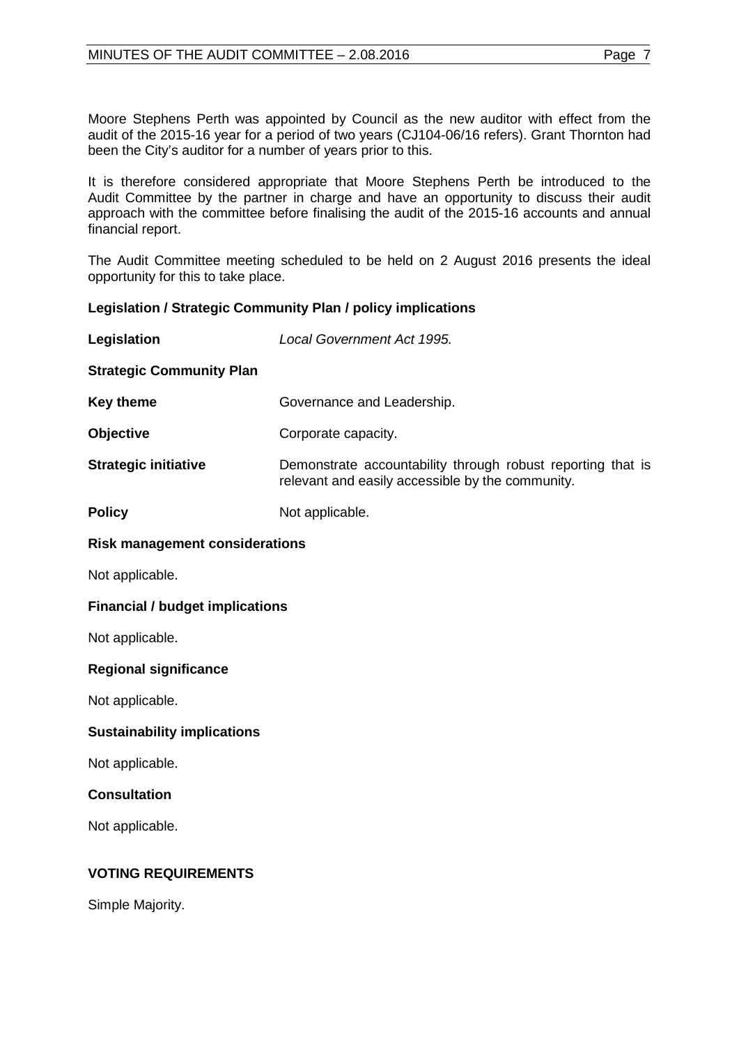Moore Stephens Perth was appointed by Council as the new auditor with effect from the audit of the 2015-16 year for a period of two years (CJ104-06/16 refers). Grant Thornton had been the City's auditor for a number of years prior to this.

It is therefore considered appropriate that Moore Stephens Perth be introduced to the Audit Committee by the partner in charge and have an opportunity to discuss their audit approach with the committee before finalising the audit of the 2015-16 accounts and annual financial report.

The Audit Committee meeting scheduled to be held on 2 August 2016 presents the ideal opportunity for this to take place.

**Legislation / Strategic Community Plan / policy implications**

| | |
|---|---|
| **Legislation** | *Local Government Act 1995.* |
| **Strategic Community Plan** | |
| **Key theme** | Governance and Leadership. |
| **Objective** | Corporate capacity. |
| **Strategic initiative** | Demonstrate accountability through robust reporting that is relevant and easily accessible by the community. |
| **Policy** | Not applicable. |

**Risk management considerations**

Not applicable.

**Financial / budget implications**

Not applicable.

**Regional significance**

Not applicable.

**Sustainability implications**

Not applicable.

**Consultation**

Not applicable.

**VOTING REQUIREMENTS**

Simple Majority.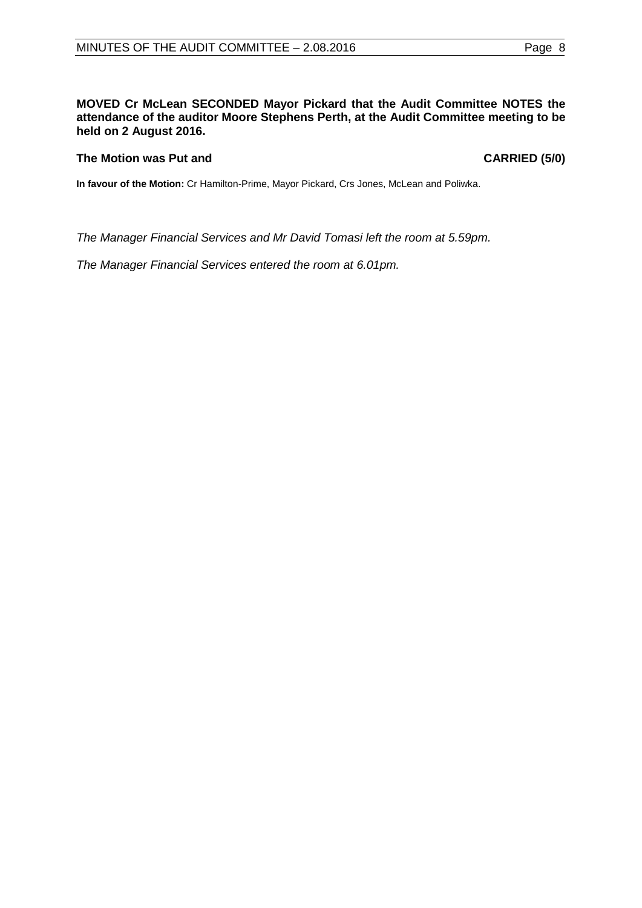**MOVED Cr McLean SECONDED Mayor Pickard that the Audit Committee NOTES the attendance of the auditor Moore Stephens Perth, at the Audit Committee meeting to be held on 2 August 2016.**

**The Motion was Put and** **CARRIED (5/0)**

**In favour of the Motion:** Cr Hamilton-Prime, Mayor Pickard, Crs Jones, McLean and Poliwka.

*The Manager Financial Services and Mr David Tomasi left the room at 5.59pm.*

*The Manager Financial Services entered the room at 6.01pm.*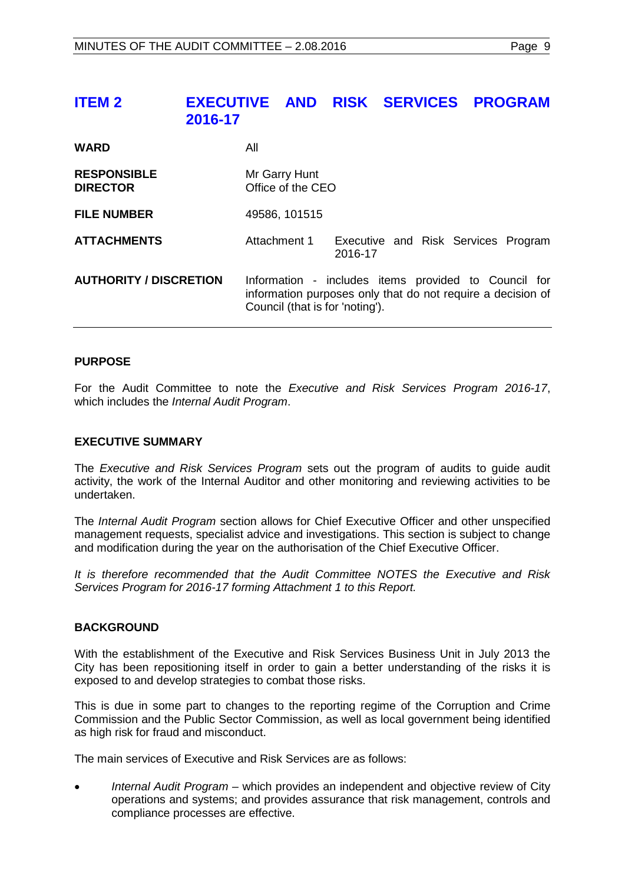## ITEM 2 EXECUTIVE AND RISK SERVICES PROGRAM 2016-17

| | |
|---|---|
| **WARD** | All |
| **RESPONSIBLE DIRECTOR** | Mr Garry Hunt<br>Office of the CEO |
| **FILE NUMBER** | 49586, 101515 |
| **ATTACHMENTS** | Attachment 1 Executive and Risk Services Program 2016-17 |
| **AUTHORITY / DISCRETION** | Information - includes items provided to Council for information purposes only that do not require a decision of Council (that is for 'noting'). |

### PURPOSE

For the Audit Committee to note the *Executive and Risk Services Program 2016-17*, which includes the *Internal Audit Program*.

### EXECUTIVE SUMMARY

The *Executive and Risk Services Program* sets out the program of audits to guide audit activity, the work of the Internal Auditor and other monitoring and reviewing activities to be undertaken.

The *Internal Audit Program* section allows for Chief Executive Officer and other unspecified management requests, specialist advice and investigations. This section is subject to change and modification during the year on the authorisation of the Chief Executive Officer.

*It is therefore recommended that the Audit Committee NOTES the Executive and Risk Services Program for 2016-17 forming Attachment 1 to this Report.*

### BACKGROUND

With the establishment of the Executive and Risk Services Business Unit in July 2013 the City has been repositioning itself in order to gain a better understanding of the risks it is exposed to and develop strategies to combat those risks.

This is due in some part to changes to the reporting regime of the Corruption and Crime Commission and the Public Sector Commission, as well as local government being identified as high risk for fraud and misconduct.

The main services of Executive and Risk Services are as follows:

- *Internal Audit Program* – which provides an independent and objective review of City operations and systems; and provides assurance that risk management, controls and compliance processes are effective.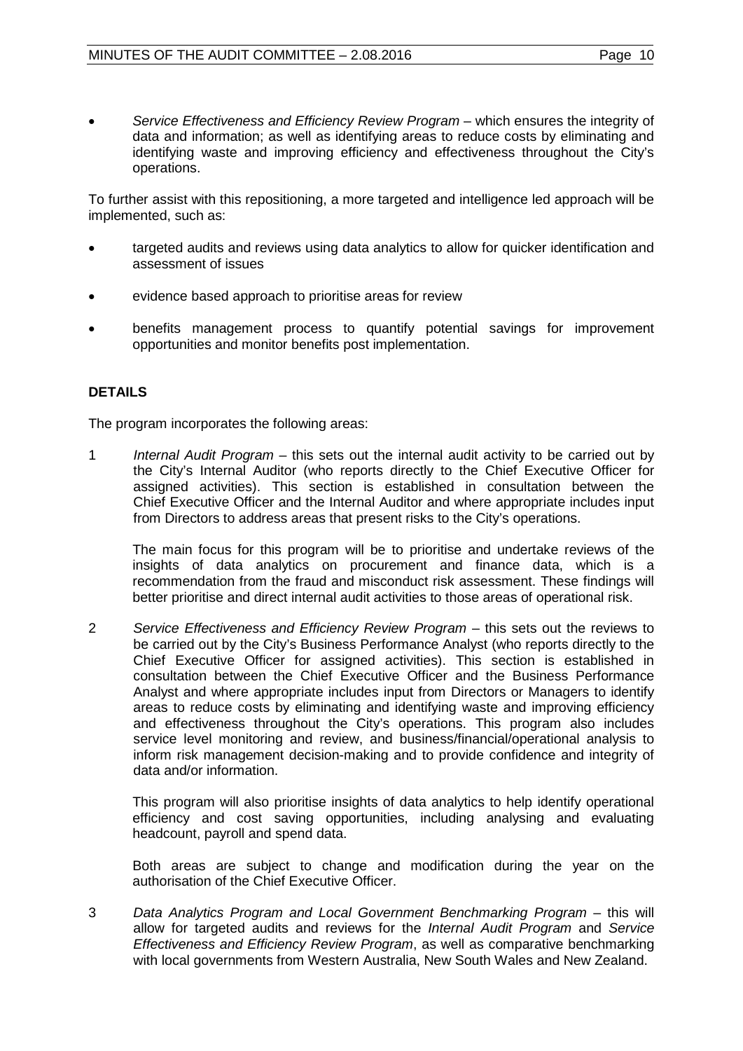- *Service Effectiveness and Efficiency Review Program* – which ensures the integrity of data and information; as well as identifying areas to reduce costs by eliminating and identifying waste and improving efficiency and effectiveness throughout the City's operations.

To further assist with this repositioning, a more targeted and intelligence led approach will be implemented, such as:

- targeted audits and reviews using data analytics to allow for quicker identification and assessment of issues
- evidence based approach to prioritise areas for review
- benefits management process to quantify potential savings for improvement opportunities and monitor benefits post implementation.

## DETAILS

The program incorporates the following areas:

1 *Internal Audit Program* – this sets out the internal audit activity to be carried out by the City's Internal Auditor (who reports directly to the Chief Executive Officer for assigned activities). This section is established in consultation between the Chief Executive Officer and the Internal Auditor and where appropriate includes input from Directors to address areas that present risks to the City's operations.

   The main focus for this program will be to prioritise and undertake reviews of the insights of data analytics on procurement and finance data, which is a recommendation from the fraud and misconduct risk assessment. These findings will better prioritise and direct internal audit activities to those areas of operational risk.

2 *Service Effectiveness and Efficiency Review Program* – this sets out the reviews to be carried out by the City's Business Performance Analyst (who reports directly to the Chief Executive Officer for assigned activities). This section is established in consultation between the Chief Executive Officer and the Business Performance Analyst and where appropriate includes input from Directors or Managers to identify areas to reduce costs by eliminating and identifying waste and improving efficiency and effectiveness throughout the City's operations. This program also includes service level monitoring and review, and business/financial/operational analysis to inform risk management decision-making and to provide confidence and integrity of data and/or information.

   This program will also prioritise insights of data analytics to help identify operational efficiency and cost saving opportunities, including analysing and evaluating headcount, payroll and spend data.

   Both areas are subject to change and modification during the year on the authorisation of the Chief Executive Officer.

3 *Data Analytics Program and Local Government Benchmarking Program* – this will allow for targeted audits and reviews for the *Internal Audit Program* and *Service Effectiveness and Efficiency Review Program*, as well as comparative benchmarking with local governments from Western Australia, New South Wales and New Zealand.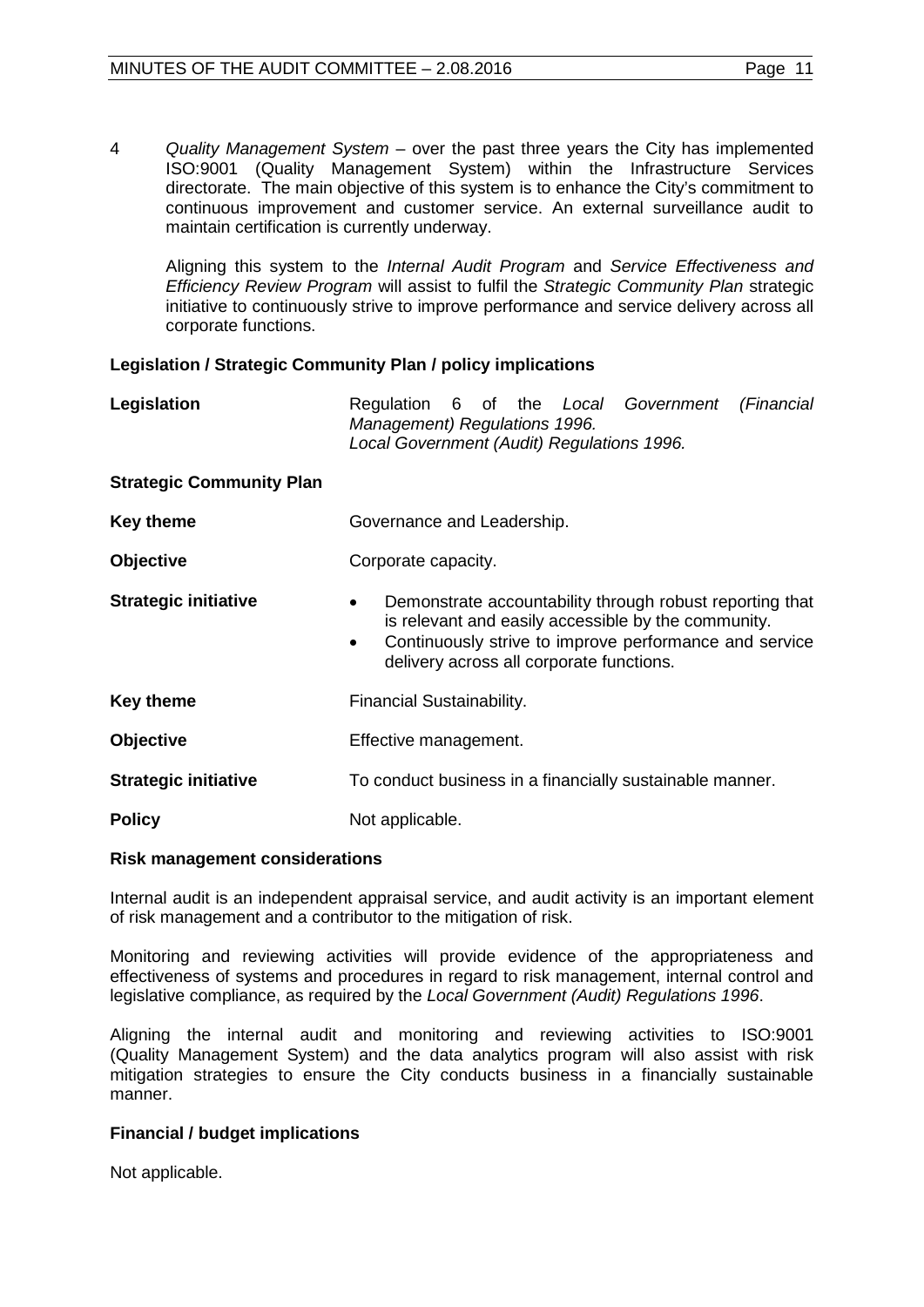4 *Quality Management System* – over the past three years the City has implemented ISO:9001 (Quality Management System) within the Infrastructure Services directorate. The main objective of this system is to enhance the City's commitment to continuous improvement and customer service. An external surveillance audit to maintain certification is currently underway.

Aligning this system to the *Internal Audit Program* and *Service Effectiveness and Efficiency Review Program* will assist to fulfil the *Strategic Community Plan* strategic initiative to continuously strive to improve performance and service delivery across all corporate functions.

**Legislation / Strategic Community Plan / policy implications**

| | |
|---|---|
| **Legislation** | Regulation 6 of the *Local Government (Financial Management) Regulations 1996.* *Local Government (Audit) Regulations 1996.* |
| **Strategic Community Plan** | |
| **Key theme** | Governance and Leadership. |
| **Objective** | Corporate capacity. |
| **Strategic initiative** | • Demonstrate accountability through robust reporting that is relevant and easily accessible by the community. • Continuously strive to improve performance and service delivery across all corporate functions. |
| **Key theme** | Financial Sustainability. |
| **Objective** | Effective management. |
| **Strategic initiative** | To conduct business in a financially sustainable manner. |
| **Policy** | Not applicable. |

**Risk management considerations**

Internal audit is an independent appraisal service, and audit activity is an important element of risk management and a contributor to the mitigation of risk.

Monitoring and reviewing activities will provide evidence of the appropriateness and effectiveness of systems and procedures in regard to risk management, internal control and legislative compliance, as required by the *Local Government (Audit) Regulations 1996*.

Aligning the internal audit and monitoring and reviewing activities to ISO:9001 (Quality Management System) and the data analytics program will also assist with risk mitigation strategies to ensure the City conducts business in a financially sustainable manner.

**Financial / budget implications**

Not applicable.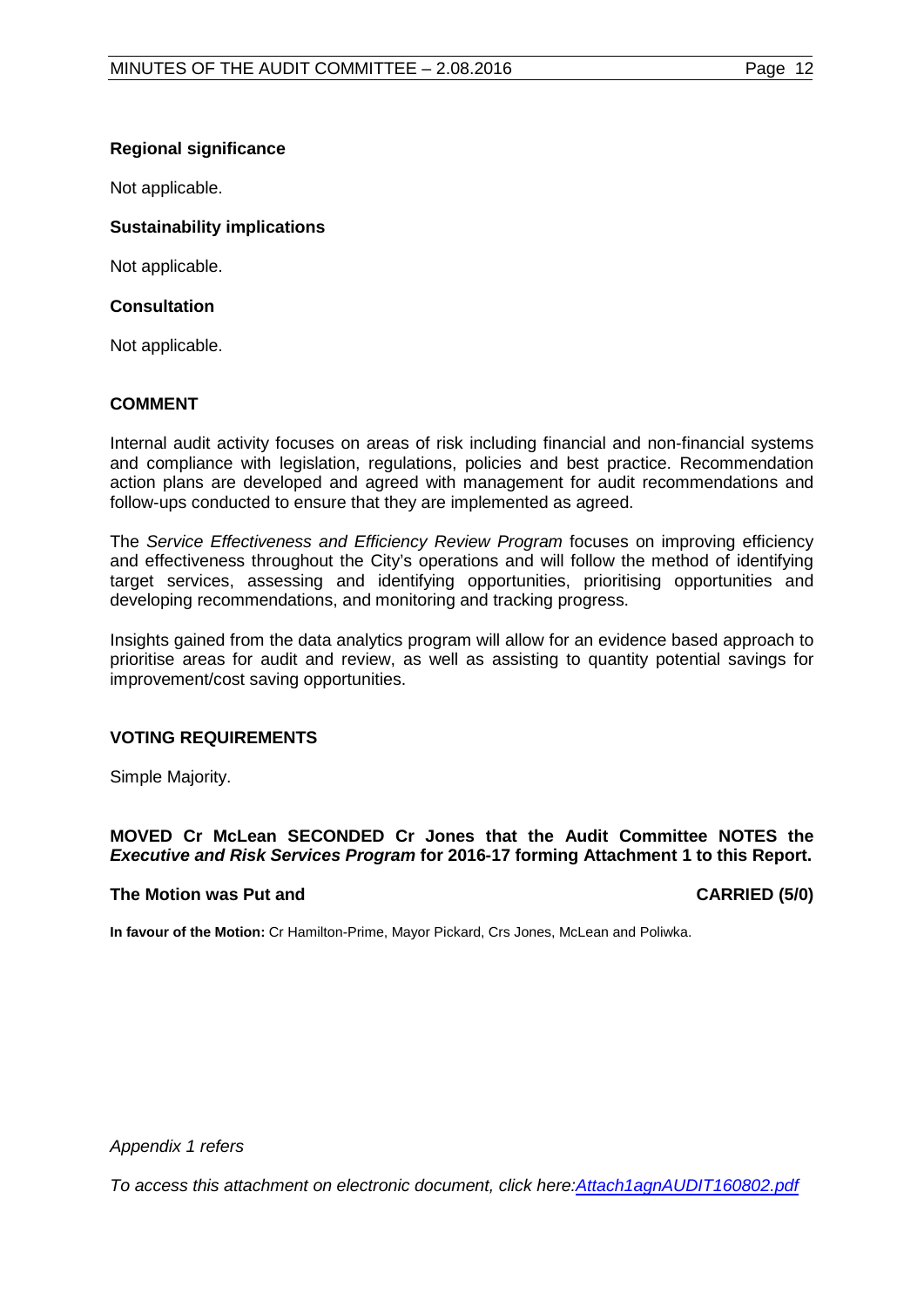### Regional significance

Not applicable.

### Sustainability implications

Not applicable.

### Consultation

Not applicable.

## COMMENT

Internal audit activity focuses on areas of risk including financial and non-financial systems and compliance with legislation, regulations, policies and best practice. Recommendation action plans are developed and agreed with management for audit recommendations and follow-ups conducted to ensure that they are implemented as agreed.

The *Service Effectiveness and Efficiency Review Program* focuses on improving efficiency and effectiveness throughout the City's operations and will follow the method of identifying target services, assessing and identifying opportunities, prioritising opportunities and developing recommendations, and monitoring and tracking progress.

Insights gained from the data analytics program will allow for an evidence based approach to prioritise areas for audit and review, as well as assisting to quantity potential savings for improvement/cost saving opportunities.

## VOTING REQUIREMENTS

Simple Majority.

**MOVED Cr McLean SECONDED Cr Jones that the Audit Committee NOTES the *Executive and Risk Services Program* for 2016-17 forming Attachment 1 to this Report.**

**The Motion was Put and CARRIED (5/0)**

**In favour of the Motion:** Cr Hamilton-Prime, Mayor Pickard, Crs Jones, McLean and Poliwka.

*Appendix 1 refers*

*To access this attachment on electronic document, click here:Attach1agnAUDIT160802.pdf*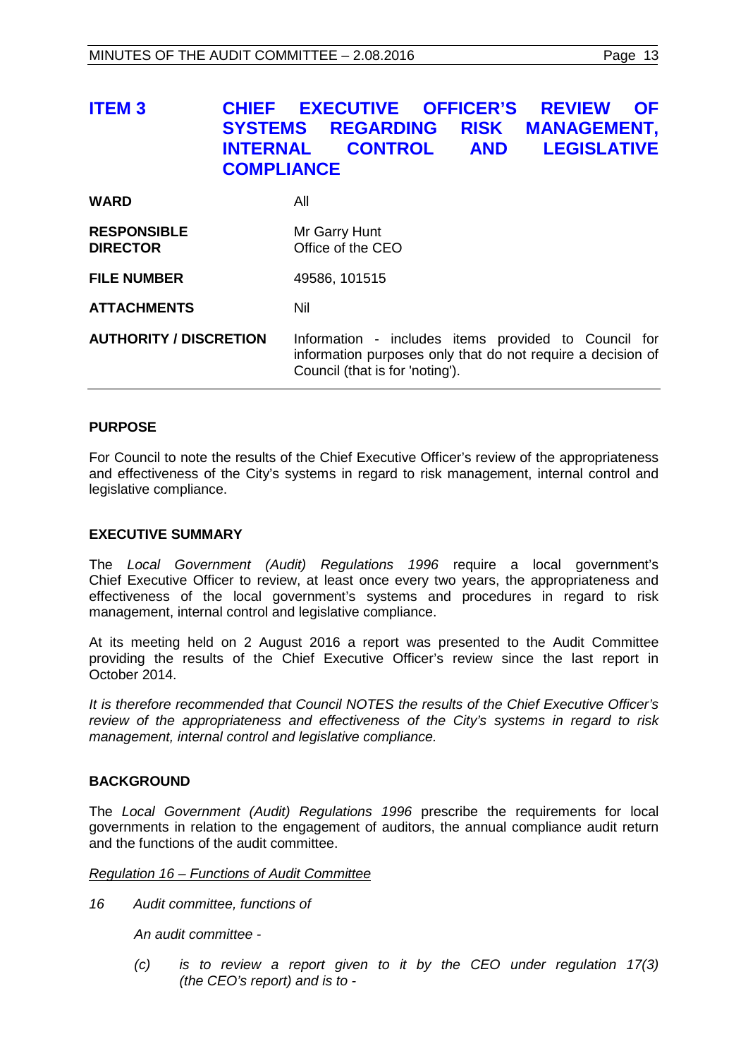## ITEM 3 CHIEF EXECUTIVE OFFICER'S REVIEW OF SYSTEMS REGARDING RISK MANAGEMENT, INTERNAL CONTROL AND LEGISLATIVE COMPLIANCE

| | |
|---|---|
| **WARD** | All |
| **RESPONSIBLE DIRECTOR** | Mr Garry Hunt<br>Office of the CEO |
| **FILE NUMBER** | 49586, 101515 |
| **ATTACHMENTS** | Nil |
| **AUTHORITY / DISCRETION** | Information - includes items provided to Council for information purposes only that do not require a decision of Council (that is for 'noting'). |

### PURPOSE

For Council to note the results of the Chief Executive Officer's review of the appropriateness and effectiveness of the City's systems in regard to risk management, internal control and legislative compliance.

### EXECUTIVE SUMMARY

The *Local Government (Audit) Regulations 1996* require a local government's Chief Executive Officer to review, at least once every two years, the appropriateness and effectiveness of the local government's systems and procedures in regard to risk management, internal control and legislative compliance.

At its meeting held on 2 August 2016 a report was presented to the Audit Committee providing the results of the Chief Executive Officer's review since the last report in October 2014.

*It is therefore recommended that Council NOTES the results of the Chief Executive Officer's review of the appropriateness and effectiveness of the City's systems in regard to risk management, internal control and legislative compliance.*

### BACKGROUND

The *Local Government (Audit) Regulations 1996* prescribe the requirements for local governments in relation to the engagement of auditors, the annual compliance audit return and the functions of the audit committee.

<u>*Regulation 16 – Functions of Audit Committee*</u>

*16 Audit committee, functions of*

*An audit committee -*

*(c) is to review a report given to it by the CEO under regulation 17(3) (the CEO's report) and is to -*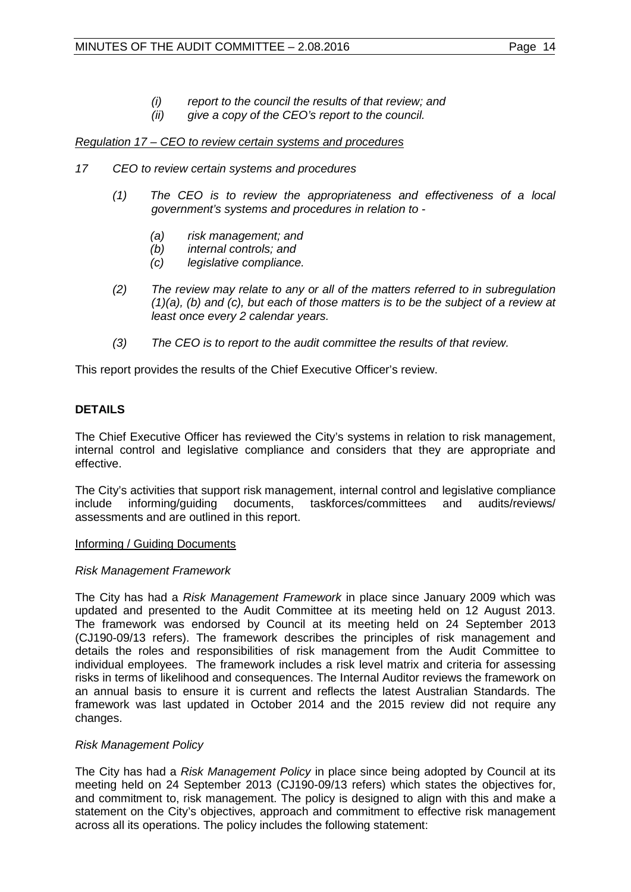> *(i) report to the council the results of that review; and*
> *(ii) give a copy of the CEO's report to the council.*

*Regulation 17 – CEO to review certain systems and procedures*

*17 CEO to review certain systems and procedures*

> *(1) The CEO is to review the appropriateness and effectiveness of a local government's systems and procedures in relation to -*
>
> > *(a) risk management; and*
> > *(b) internal controls; and*
> > *(c) legislative compliance.*
>
> *(2) The review may relate to any or all of the matters referred to in subregulation (1)(a), (b) and (c), but each of those matters is to be the subject of a review at least once every 2 calendar years.*
>
> *(3) The CEO is to report to the audit committee the results of that review.*

This report provides the results of the Chief Executive Officer's review.

## DETAILS

The Chief Executive Officer has reviewed the City's systems in relation to risk management, internal control and legislative compliance and considers that they are appropriate and effective.

The City's activities that support risk management, internal control and legislative compliance include informing/guiding documents, taskforces/committees and audits/reviews/ assessments and are outlined in this report.

Informing / Guiding Documents

*Risk Management Framework*

The City has had a *Risk Management Framework* in place since January 2009 which was updated and presented to the Audit Committee at its meeting held on 12 August 2013. The framework was endorsed by Council at its meeting held on 24 September 2013 (CJ190-09/13 refers). The framework describes the principles of risk management and details the roles and responsibilities of risk management from the Audit Committee to individual employees. The framework includes a risk level matrix and criteria for assessing risks in terms of likelihood and consequences. The Internal Auditor reviews the framework on an annual basis to ensure it is current and reflects the latest Australian Standards. The framework was last updated in October 2014 and the 2015 review did not require any changes.

*Risk Management Policy*

The City has had a *Risk Management Policy* in place since being adopted by Council at its meeting held on 24 September 2013 (CJ190-09/13 refers) which states the objectives for, and commitment to, risk management. The policy is designed to align with this and make a statement on the City's objectives, approach and commitment to effective risk management across all its operations. The policy includes the following statement: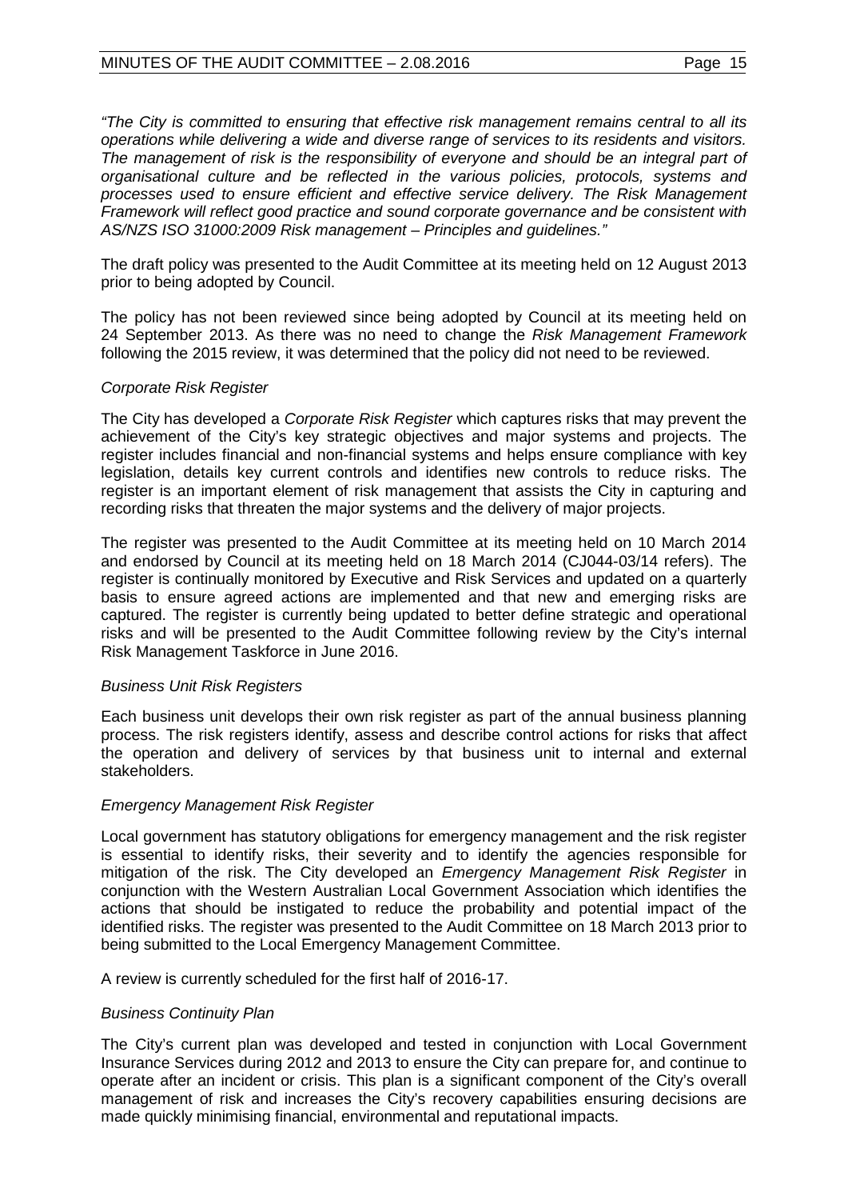*"The City is committed to ensuring that effective risk management remains central to all its operations while delivering a wide and diverse range of services to its residents and visitors. The management of risk is the responsibility of everyone and should be an integral part of organisational culture and be reflected in the various policies, protocols, systems and processes used to ensure efficient and effective service delivery. The Risk Management Framework will reflect good practice and sound corporate governance and be consistent with AS/NZS ISO 31000:2009 Risk management – Principles and guidelines."*

The draft policy was presented to the Audit Committee at its meeting held on 12 August 2013 prior to being adopted by Council.

The policy has not been reviewed since being adopted by Council at its meeting held on 24 September 2013. As there was no need to change the *Risk Management Framework* following the 2015 review, it was determined that the policy did not need to be reviewed.

*Corporate Risk Register*

The City has developed a *Corporate Risk Register* which captures risks that may prevent the achievement of the City's key strategic objectives and major systems and projects. The register includes financial and non-financial systems and helps ensure compliance with key legislation, details key current controls and identifies new controls to reduce risks. The register is an important element of risk management that assists the City in capturing and recording risks that threaten the major systems and the delivery of major projects.

The register was presented to the Audit Committee at its meeting held on 10 March 2014 and endorsed by Council at its meeting held on 18 March 2014 (CJ044-03/14 refers). The register is continually monitored by Executive and Risk Services and updated on a quarterly basis to ensure agreed actions are implemented and that new and emerging risks are captured. The register is currently being updated to better define strategic and operational risks and will be presented to the Audit Committee following review by the City's internal Risk Management Taskforce in June 2016.

*Business Unit Risk Registers*

Each business unit develops their own risk register as part of the annual business planning process. The risk registers identify, assess and describe control actions for risks that affect the operation and delivery of services by that business unit to internal and external stakeholders.

*Emergency Management Risk Register*

Local government has statutory obligations for emergency management and the risk register is essential to identify risks, their severity and to identify the agencies responsible for mitigation of the risk. The City developed an *Emergency Management Risk Register* in conjunction with the Western Australian Local Government Association which identifies the actions that should be instigated to reduce the probability and potential impact of the identified risks. The register was presented to the Audit Committee on 18 March 2013 prior to being submitted to the Local Emergency Management Committee.

A review is currently scheduled for the first half of 2016-17.

*Business Continuity Plan*

The City's current plan was developed and tested in conjunction with Local Government Insurance Services during 2012 and 2013 to ensure the City can prepare for, and continue to operate after an incident or crisis. This plan is a significant component of the City's overall management of risk and increases the City's recovery capabilities ensuring decisions are made quickly minimising financial, environmental and reputational impacts.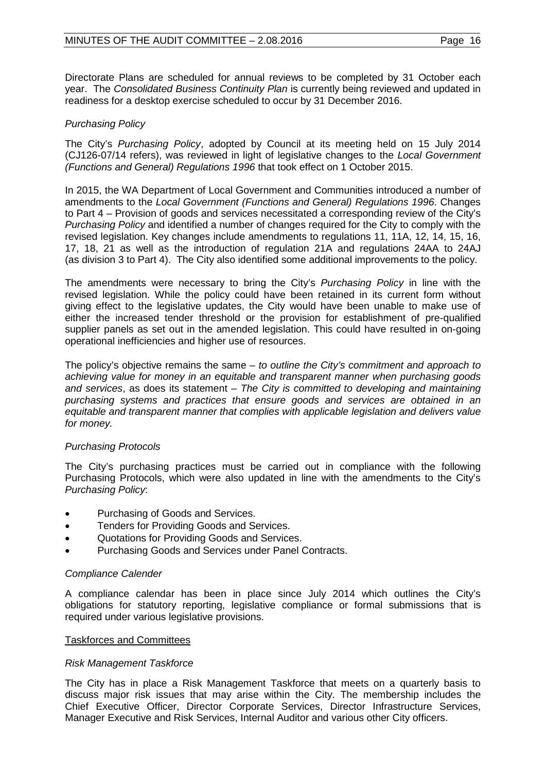Directorate Plans are scheduled for annual reviews to be completed by 31 October each year. The *Consolidated Business Continuity Plan* is currently being reviewed and updated in readiness for a desktop exercise scheduled to occur by 31 December 2016.

*Purchasing Policy*

The City's *Purchasing Policy*, adopted by Council at its meeting held on 15 July 2014 (CJ126-07/14 refers), was reviewed in light of legislative changes to the *Local Government (Functions and General) Regulations 1996* that took effect on 1 October 2015.

In 2015, the WA Department of Local Government and Communities introduced a number of amendments to the *Local Government (Functions and General) Regulations 1996*. Changes to Part 4 – Provision of goods and services necessitated a corresponding review of the City's *Purchasing Policy* and identified a number of changes required for the City to comply with the revised legislation. Key changes include amendments to regulations 11, 11A, 12, 14, 15, 16, 17, 18, 21 as well as the introduction of regulation 21A and regulations 24AA to 24AJ (as division 3 to Part 4). The City also identified some additional improvements to the policy.

The amendments were necessary to bring the City's *Purchasing Policy* in line with the revised legislation. While the policy could have been retained in its current form without giving effect to the legislative updates, the City would have been unable to make use of either the increased tender threshold or the provision for establishment of pre-qualified supplier panels as set out in the amended legislation. This could have resulted in on-going operational inefficiencies and higher use of resources.

The policy's objective remains the same – *to outline the City's commitment and approach to achieving value for money in an equitable and transparent manner when purchasing goods and services*, as does its statement – *The City is committed to developing and maintaining purchasing systems and practices that ensure goods and services are obtained in an equitable and transparent manner that complies with applicable legislation and delivers value for money.*

*Purchasing Protocols*

The City's purchasing practices must be carried out in compliance with the following Purchasing Protocols, which were also updated in line with the amendments to the City's *Purchasing Policy*:

- Purchasing of Goods and Services.
- Tenders for Providing Goods and Services.
- Quotations for Providing Goods and Services.
- Purchasing Goods and Services under Panel Contracts.

*Compliance Calender*

A compliance calendar has been in place since July 2014 which outlines the City's obligations for statutory reporting, legislative compliance or formal submissions that is required under various legislative provisions.

<u>Taskforces and Committees</u>

*Risk Management Taskforce*

The City has in place a Risk Management Taskforce that meets on a quarterly basis to discuss major risk issues that may arise within the City. The membership includes the Chief Executive Officer, Director Corporate Services, Director Infrastructure Services, Manager Executive and Risk Services, Internal Auditor and various other City officers.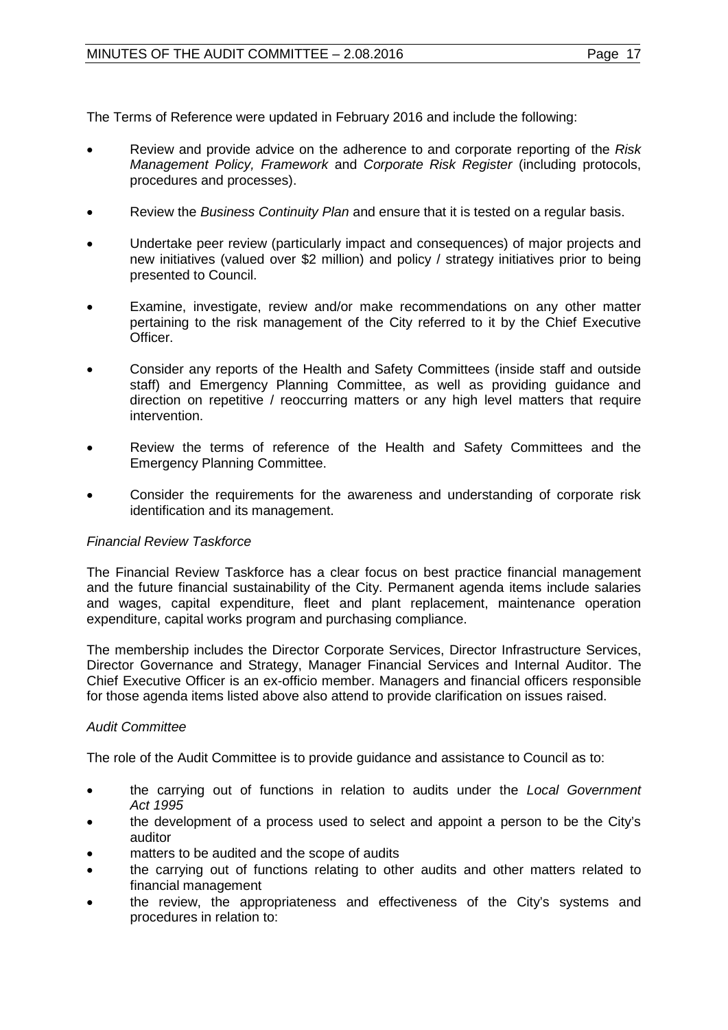The Terms of Reference were updated in February 2016 and include the following:

- Review and provide advice on the adherence to and corporate reporting of the *Risk Management Policy, Framework* and *Corporate Risk Register* (including protocols, procedures and processes).
- Review the *Business Continuity Plan* and ensure that it is tested on a regular basis.
- Undertake peer review (particularly impact and consequences) of major projects and new initiatives (valued over $2 million) and policy / strategy initiatives prior to being presented to Council.
- Examine, investigate, review and/or make recommendations on any other matter pertaining to the risk management of the City referred to it by the Chief Executive Officer.
- Consider any reports of the Health and Safety Committees (inside staff and outside staff) and Emergency Planning Committee, as well as providing guidance and direction on repetitive / reoccurring matters or any high level matters that require intervention.
- Review the terms of reference of the Health and Safety Committees and the Emergency Planning Committee.
- Consider the requirements for the awareness and understanding of corporate risk identification and its management.

*Financial Review Taskforce*

The Financial Review Taskforce has a clear focus on best practice financial management and the future financial sustainability of the City. Permanent agenda items include salaries and wages, capital expenditure, fleet and plant replacement, maintenance operation expenditure, capital works program and purchasing compliance.

The membership includes the Director Corporate Services, Director Infrastructure Services, Director Governance and Strategy, Manager Financial Services and Internal Auditor. The Chief Executive Officer is an ex-officio member. Managers and financial officers responsible for those agenda items listed above also attend to provide clarification on issues raised.

*Audit Committee*

The role of the Audit Committee is to provide guidance and assistance to Council as to:

- the carrying out of functions in relation to audits under the *Local Government Act 1995*
- the development of a process used to select and appoint a person to be the City's auditor
- matters to be audited and the scope of audits
- the carrying out of functions relating to other audits and other matters related to financial management
- the review, the appropriateness and effectiveness of the City's systems and procedures in relation to: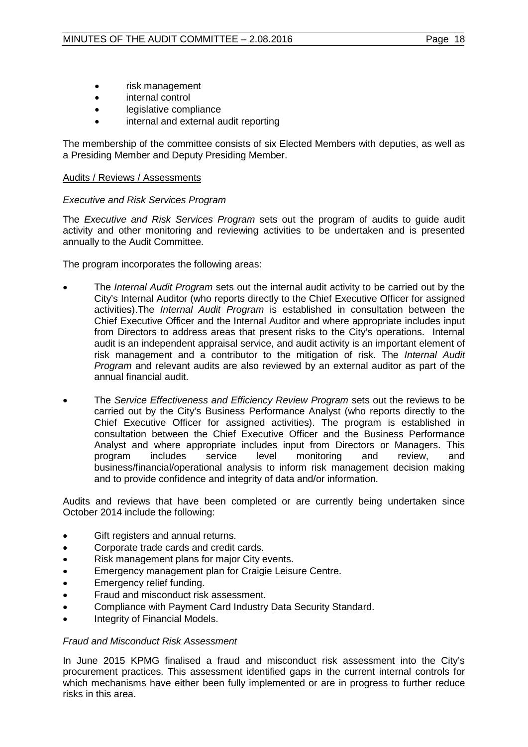- risk management
- internal control
- legislative compliance
- internal and external audit reporting

The membership of the committee consists of six Elected Members with deputies, as well as a Presiding Member and Deputy Presiding Member.

Audits / Reviews / Assessments

*Executive and Risk Services Program*

The *Executive and Risk Services Program* sets out the program of audits to guide audit activity and other monitoring and reviewing activities to be undertaken and is presented annually to the Audit Committee.

The program incorporates the following areas:

- The *Internal Audit Program* sets out the internal audit activity to be carried out by the City's Internal Auditor (who reports directly to the Chief Executive Officer for assigned activities).The *Internal Audit Program* is established in consultation between the Chief Executive Officer and the Internal Auditor and where appropriate includes input from Directors to address areas that present risks to the City's operations. Internal audit is an independent appraisal service, and audit activity is an important element of risk management and a contributor to the mitigation of risk. The *Internal Audit Program* and relevant audits are also reviewed by an external auditor as part of the annual financial audit.

- The *Service Effectiveness and Efficiency Review Program* sets out the reviews to be carried out by the City's Business Performance Analyst (who reports directly to the Chief Executive Officer for assigned activities). The program is established in consultation between the Chief Executive Officer and the Business Performance Analyst and where appropriate includes input from Directors or Managers. This program includes service level monitoring and review, and business/financial/operational analysis to inform risk management decision making and to provide confidence and integrity of data and/or information.

Audits and reviews that have been completed or are currently being undertaken since October 2014 include the following:

- Gift registers and annual returns.
- Corporate trade cards and credit cards.
- Risk management plans for major City events.
- Emergency management plan for Craigie Leisure Centre.
- Emergency relief funding.
- Fraud and misconduct risk assessment.
- Compliance with Payment Card Industry Data Security Standard.
- Integrity of Financial Models.

*Fraud and Misconduct Risk Assessment*

In June 2015 KPMG finalised a fraud and misconduct risk assessment into the City's procurement practices. This assessment identified gaps in the current internal controls for which mechanisms have either been fully implemented or are in progress to further reduce risks in this area.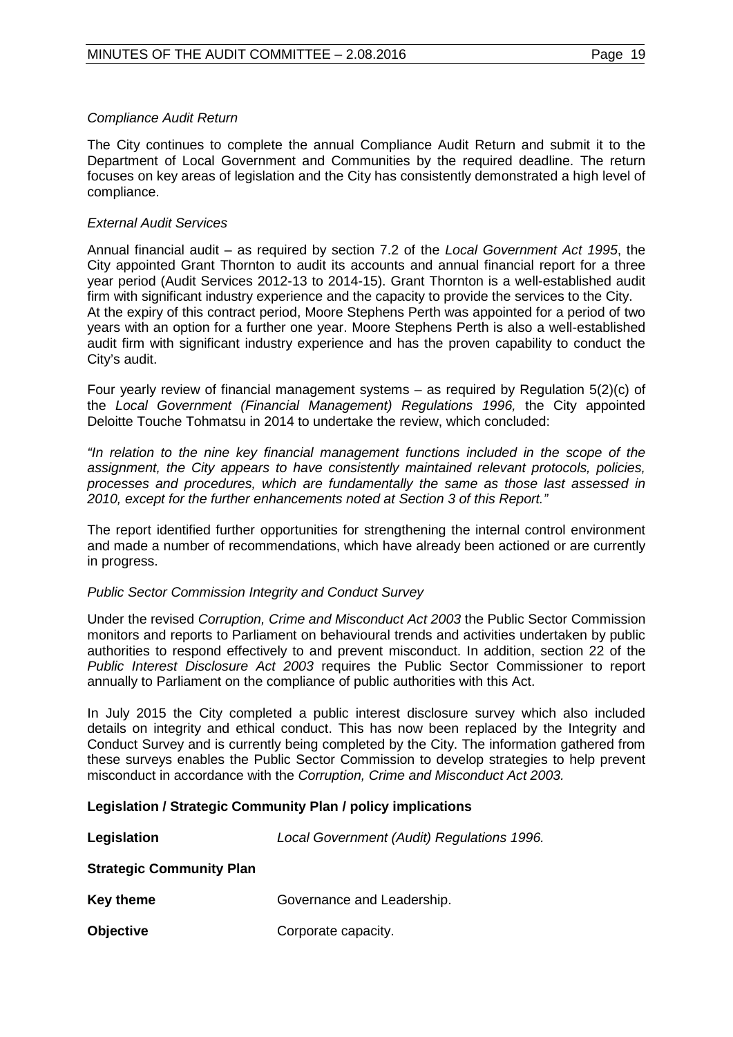*Compliance Audit Return*

The City continues to complete the annual Compliance Audit Return and submit it to the Department of Local Government and Communities by the required deadline. The return focuses on key areas of legislation and the City has consistently demonstrated a high level of compliance.

*External Audit Services*

Annual financial audit – as required by section 7.2 of the *Local Government Act 1995*, the City appointed Grant Thornton to audit its accounts and annual financial report for a three year period (Audit Services 2012-13 to 2014-15). Grant Thornton is a well-established audit firm with significant industry experience and the capacity to provide the services to the City. At the expiry of this contract period, Moore Stephens Perth was appointed for a period of two years with an option for a further one year. Moore Stephens Perth is also a well-established audit firm with significant industry experience and has the proven capability to conduct the City's audit.

Four yearly review of financial management systems – as required by Regulation 5(2)(c) of the *Local Government (Financial Management) Regulations 1996,* the City appointed Deloitte Touche Tohmatsu in 2014 to undertake the review, which concluded:

*"In relation to the nine key financial management functions included in the scope of the assignment, the City appears to have consistently maintained relevant protocols, policies, processes and procedures, which are fundamentally the same as those last assessed in 2010, except for the further enhancements noted at Section 3 of this Report."*

The report identified further opportunities for strengthening the internal control environment and made a number of recommendations, which have already been actioned or are currently in progress.

*Public Sector Commission Integrity and Conduct Survey*

Under the revised *Corruption, Crime and Misconduct Act 2003* the Public Sector Commission monitors and reports to Parliament on behavioural trends and activities undertaken by public authorities to respond effectively to and prevent misconduct. In addition, section 22 of the *Public Interest Disclosure Act 2003* requires the Public Sector Commissioner to report annually to Parliament on the compliance of public authorities with this Act.

In July 2015 the City completed a public interest disclosure survey which also included details on integrity and ethical conduct. This has now been replaced by the Integrity and Conduct Survey and is currently being completed by the City. The information gathered from these surveys enables the Public Sector Commission to develop strategies to help prevent misconduct in accordance with the *Corruption, Crime and Misconduct Act 2003.*

**Legislation / Strategic Community Plan / policy implications**

**Legislation** *Local Government (Audit) Regulations 1996.*

**Strategic Community Plan**

**Key theme** Governance and Leadership.

**Objective** Corporate capacity.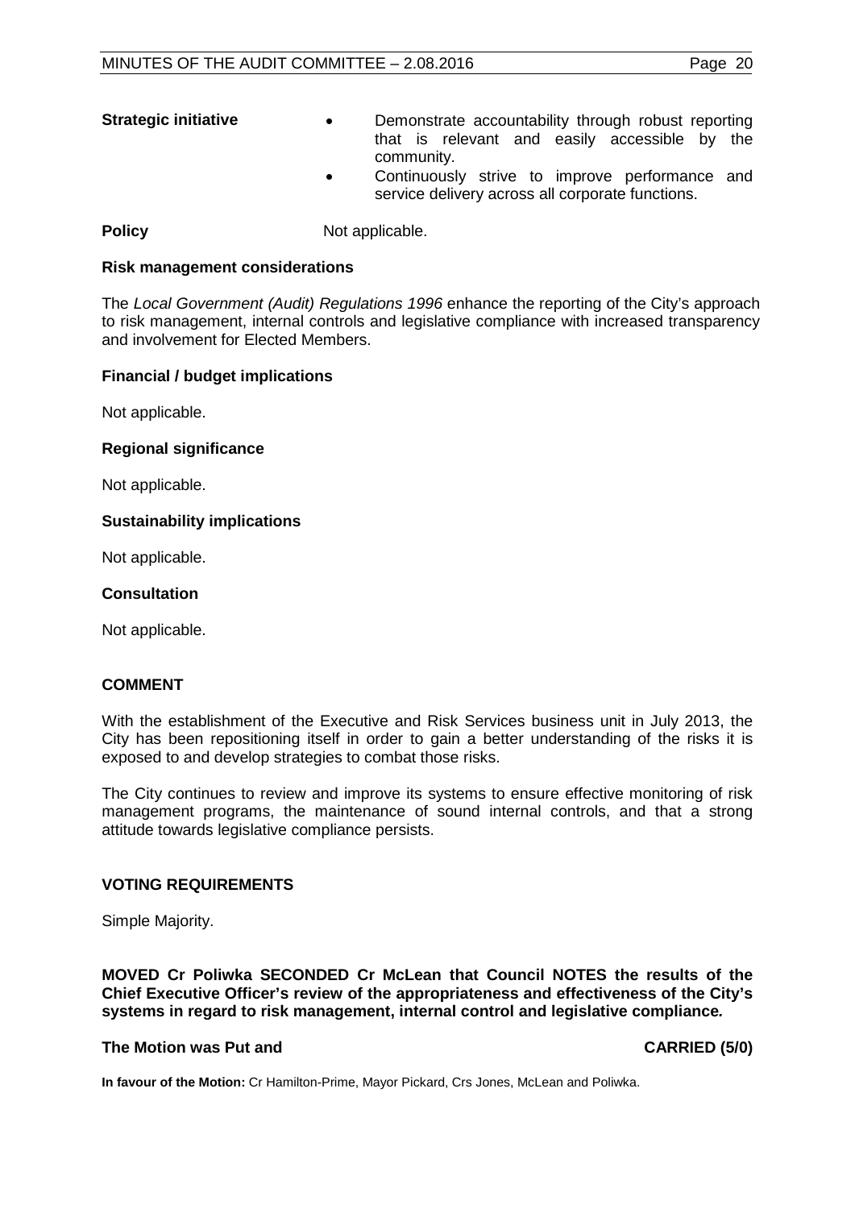**Strategic initiative**

- Demonstrate accountability through robust reporting that is relevant and easily accessible by the community.
- Continuously strive to improve performance and service delivery across all corporate functions.

**Policy** Not applicable.

**Risk management considerations**

The *Local Government (Audit) Regulations 1996* enhance the reporting of the City's approach to risk management, internal controls and legislative compliance with increased transparency and involvement for Elected Members.

**Financial / budget implications**

Not applicable.

**Regional significance**

Not applicable.

**Sustainability implications**

Not applicable.

**Consultation**

Not applicable.

## COMMENT

With the establishment of the Executive and Risk Services business unit in July 2013, the City has been repositioning itself in order to gain a better understanding of the risks it is exposed to and develop strategies to combat those risks.

The City continues to review and improve its systems to ensure effective monitoring of risk management programs, the maintenance of sound internal controls, and that a strong attitude towards legislative compliance persists.

## VOTING REQUIREMENTS

Simple Majority.

**MOVED Cr Poliwka SECONDED Cr McLean that Council NOTES the results of the Chief Executive Officer's review of the appropriateness and effectiveness of the City's systems in regard to risk management, internal control and legislative compliance.**

**The Motion was Put and CARRIED (5/0)**

**In favour of the Motion:** Cr Hamilton-Prime, Mayor Pickard, Crs Jones, McLean and Poliwka.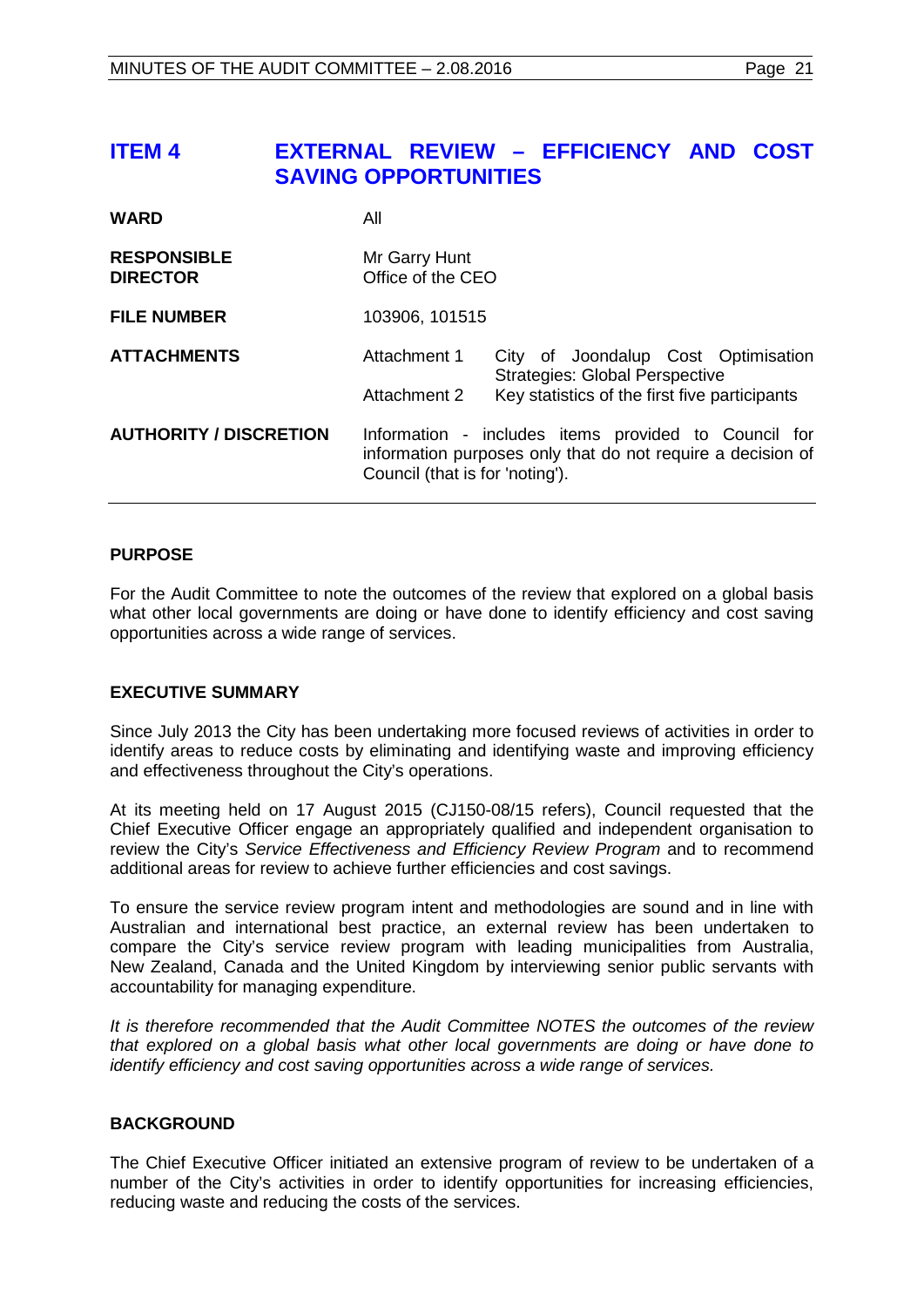## ITEM 4 EXTERNAL REVIEW – EFFICIENCY AND COST SAVING OPPORTUNITIES

| | | |
|---|---|---|
| **WARD** | All | |
| **RESPONSIBLE DIRECTOR** | Mr Garry Hunt<br>Office of the CEO | |
| **FILE NUMBER** | 103906, 101515 | |
| **ATTACHMENTS** | Attachment 1 | City of Joondalup Cost Optimisation Strategies: Global Perspective |
| | Attachment 2 | Key statistics of the first five participants |
| **AUTHORITY / DISCRETION** | Information - includes items provided to Council for information purposes only that do not require a decision of Council (that is for 'noting'). | |

### PURPOSE

For the Audit Committee to note the outcomes of the review that explored on a global basis what other local governments are doing or have done to identify efficiency and cost saving opportunities across a wide range of services.

### EXECUTIVE SUMMARY

Since July 2013 the City has been undertaking more focused reviews of activities in order to identify areas to reduce costs by eliminating and identifying waste and improving efficiency and effectiveness throughout the City's operations.

At its meeting held on 17 August 2015 (CJ150-08/15 refers), Council requested that the Chief Executive Officer engage an appropriately qualified and independent organisation to review the City's *Service Effectiveness and Efficiency Review Program* and to recommend additional areas for review to achieve further efficiencies and cost savings.

To ensure the service review program intent and methodologies are sound and in line with Australian and international best practice, an external review has been undertaken to compare the City's service review program with leading municipalities from Australia, New Zealand, Canada and the United Kingdom by interviewing senior public servants with accountability for managing expenditure.

*It is therefore recommended that the Audit Committee NOTES the outcomes of the review that explored on a global basis what other local governments are doing or have done to identify efficiency and cost saving opportunities across a wide range of services.*

### BACKGROUND

The Chief Executive Officer initiated an extensive program of review to be undertaken of a number of the City's activities in order to identify opportunities for increasing efficiencies, reducing waste and reducing the costs of the services.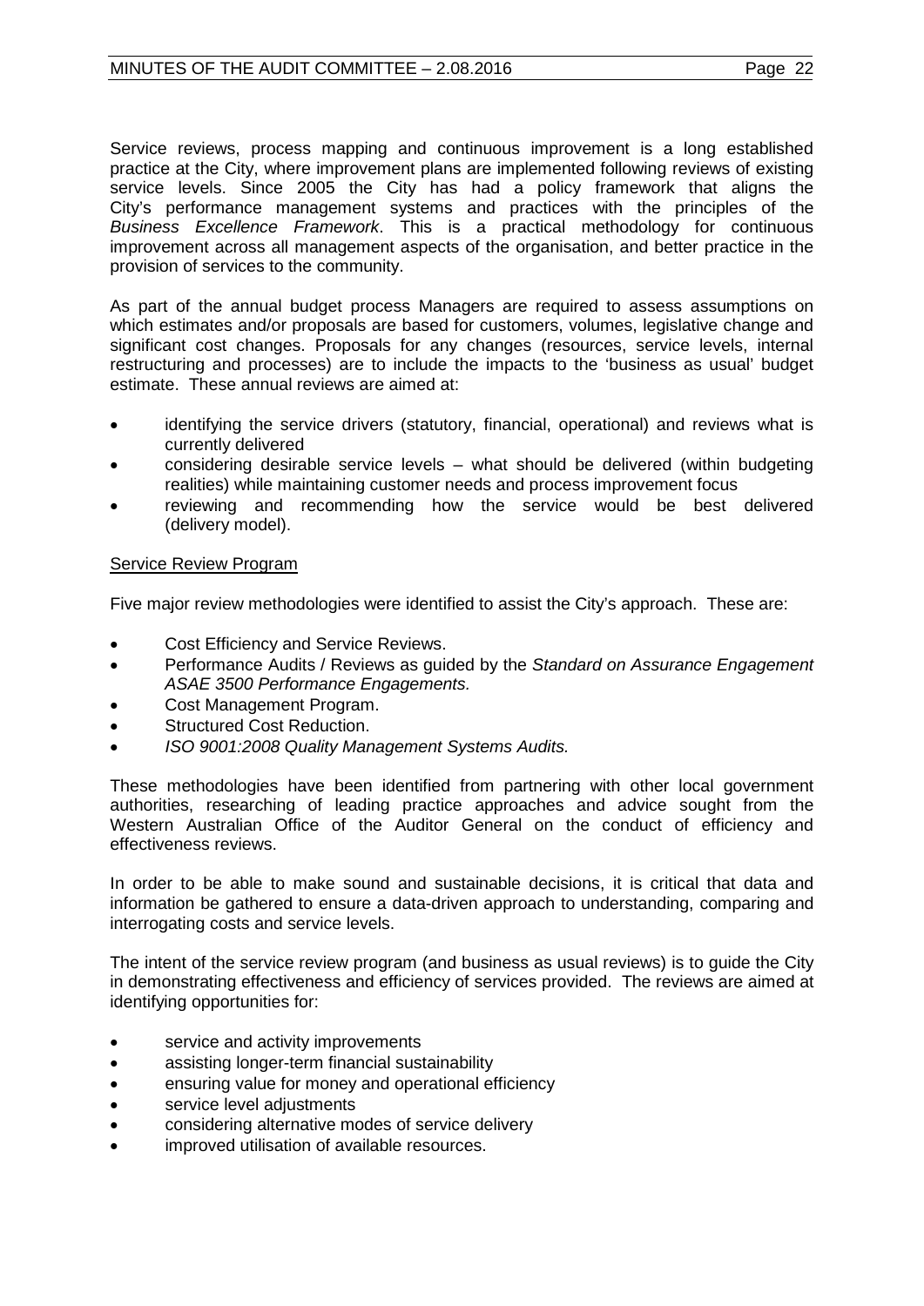Service reviews, process mapping and continuous improvement is a long established practice at the City, where improvement plans are implemented following reviews of existing service levels. Since 2005 the City has had a policy framework that aligns the City's performance management systems and practices with the principles of the *Business Excellence Framework*. This is a practical methodology for continuous improvement across all management aspects of the organisation, and better practice in the provision of services to the community.

As part of the annual budget process Managers are required to assess assumptions on which estimates and/or proposals are based for customers, volumes, legislative change and significant cost changes. Proposals for any changes (resources, service levels, internal restructuring and processes) are to include the impacts to the 'business as usual' budget estimate. These annual reviews are aimed at:

- identifying the service drivers (statutory, financial, operational) and reviews what is currently delivered
- considering desirable service levels – what should be delivered (within budgeting realities) while maintaining customer needs and process improvement focus
- reviewing and recommending how the service would be best delivered (delivery model).

<u>Service Review Program</u>

Five major review methodologies were identified to assist the City's approach. These are:

- Cost Efficiency and Service Reviews.
- Performance Audits / Reviews as guided by the *Standard on Assurance Engagement ASAE 3500 Performance Engagements.*
- Cost Management Program.
- Structured Cost Reduction.
- *ISO 9001:2008 Quality Management Systems Audits.*

These methodologies have been identified from partnering with other local government authorities, researching of leading practice approaches and advice sought from the Western Australian Office of the Auditor General on the conduct of efficiency and effectiveness reviews.

In order to be able to make sound and sustainable decisions, it is critical that data and information be gathered to ensure a data-driven approach to understanding, comparing and interrogating costs and service levels.

The intent of the service review program (and business as usual reviews) is to guide the City in demonstrating effectiveness and efficiency of services provided. The reviews are aimed at identifying opportunities for:

- service and activity improvements
- assisting longer-term financial sustainability
- ensuring value for money and operational efficiency
- service level adjustments
- considering alternative modes of service delivery
- improved utilisation of available resources.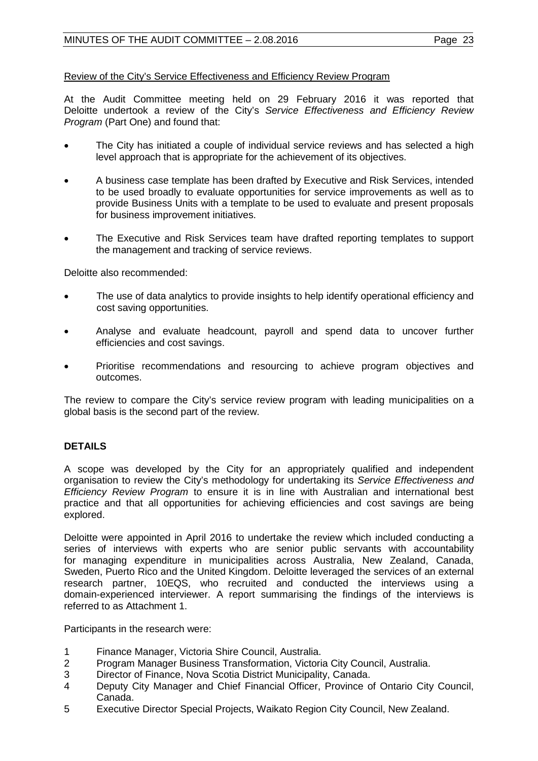Review of the City's Service Effectiveness and Efficiency Review Program

At the Audit Committee meeting held on 29 February 2016 it was reported that Deloitte undertook a review of the City's *Service Effectiveness and Efficiency Review Program* (Part One) and found that:

- The City has initiated a couple of individual service reviews and has selected a high level approach that is appropriate for the achievement of its objectives.
- A business case template has been drafted by Executive and Risk Services, intended to be used broadly to evaluate opportunities for service improvements as well as to provide Business Units with a template to be used to evaluate and present proposals for business improvement initiatives.
- The Executive and Risk Services team have drafted reporting templates to support the management and tracking of service reviews.

Deloitte also recommended:

- The use of data analytics to provide insights to help identify operational efficiency and cost saving opportunities.
- Analyse and evaluate headcount, payroll and spend data to uncover further efficiencies and cost savings.
- Prioritise recommendations and resourcing to achieve program objectives and outcomes.

The review to compare the City's service review program with leading municipalities on a global basis is the second part of the review.

**DETAILS**

A scope was developed by the City for an appropriately qualified and independent organisation to review the City's methodology for undertaking its *Service Effectiveness and Efficiency Review Program* to ensure it is in line with Australian and international best practice and that all opportunities for achieving efficiencies and cost savings are being explored.

Deloitte were appointed in April 2016 to undertake the review which included conducting a series of interviews with experts who are senior public servants with accountability for managing expenditure in municipalities across Australia, New Zealand, Canada, Sweden, Puerto Rico and the United Kingdom. Deloitte leveraged the services of an external research partner, 10EQS, who recruited and conducted the interviews using a domain-experienced interviewer. A report summarising the findings of the interviews is referred to as Attachment 1.

Participants in the research were:

1. Finance Manager, Victoria Shire Council, Australia.
2. Program Manager Business Transformation, Victoria City Council, Australia.
3. Director of Finance, Nova Scotia District Municipality, Canada.
4. Deputy City Manager and Chief Financial Officer, Province of Ontario City Council, Canada.
5. Executive Director Special Projects, Waikato Region City Council, New Zealand.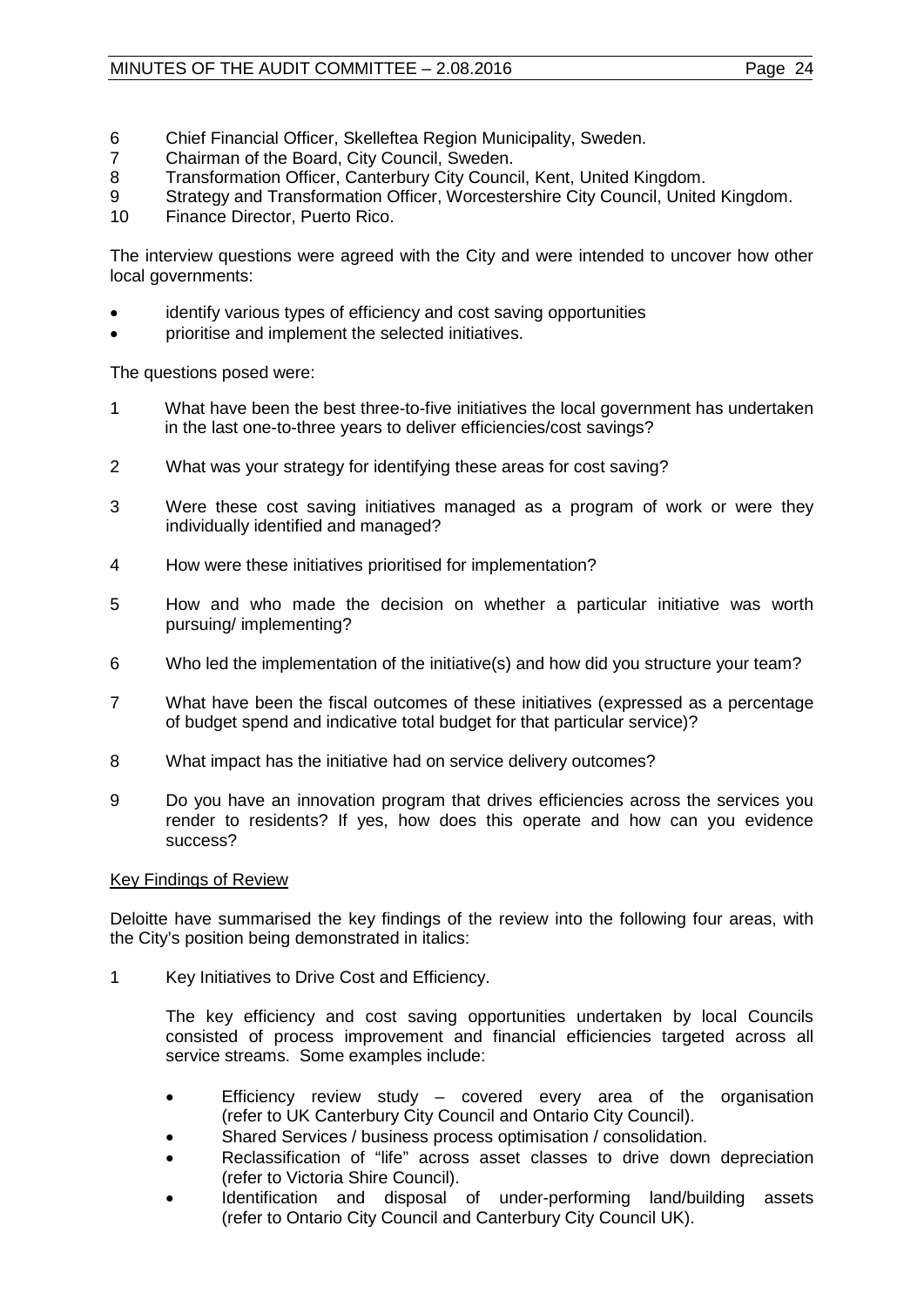6 Chief Financial Officer, Skelleftea Region Municipality, Sweden.
7 Chairman of the Board, City Council, Sweden.
8 Transformation Officer, Canterbury City Council, Kent, United Kingdom.
9 Strategy and Transformation Officer, Worcestershire City Council, United Kingdom.
10 Finance Director, Puerto Rico.

The interview questions were agreed with the City and were intended to uncover how other local governments:

- identify various types of efficiency and cost saving opportunities
- prioritise and implement the selected initiatives.

The questions posed were:

1 What have been the best three-to-five initiatives the local government has undertaken in the last one-to-three years to deliver efficiencies/cost savings?

2 What was your strategy for identifying these areas for cost saving?

3 Were these cost saving initiatives managed as a program of work or were they individually identified and managed?

4 How were these initiatives prioritised for implementation?

5 How and who made the decision on whether a particular initiative was worth pursuing/ implementing?

6 Who led the implementation of the initiative(s) and how did you structure your team?

7 What have been the fiscal outcomes of these initiatives (expressed as a percentage of budget spend and indicative total budget for that particular service)?

8 What impact has the initiative had on service delivery outcomes?

9 Do you have an innovation program that drives efficiencies across the services you render to residents? If yes, how does this operate and how can you evidence success?

Key Findings of Review

Deloitte have summarised the key findings of the review into the following four areas, with the City's position being demonstrated in italics:

1 Key Initiatives to Drive Cost and Efficiency.

The key efficiency and cost saving opportunities undertaken by local Councils consisted of process improvement and financial efficiencies targeted across all service streams. Some examples include:

- Efficiency review study – covered every area of the organisation (refer to UK Canterbury City Council and Ontario City Council).
- Shared Services / business process optimisation / consolidation.
- Reclassification of "life" across asset classes to drive down depreciation (refer to Victoria Shire Council).
- Identification and disposal of under-performing land/building assets (refer to Ontario City Council and Canterbury City Council UK).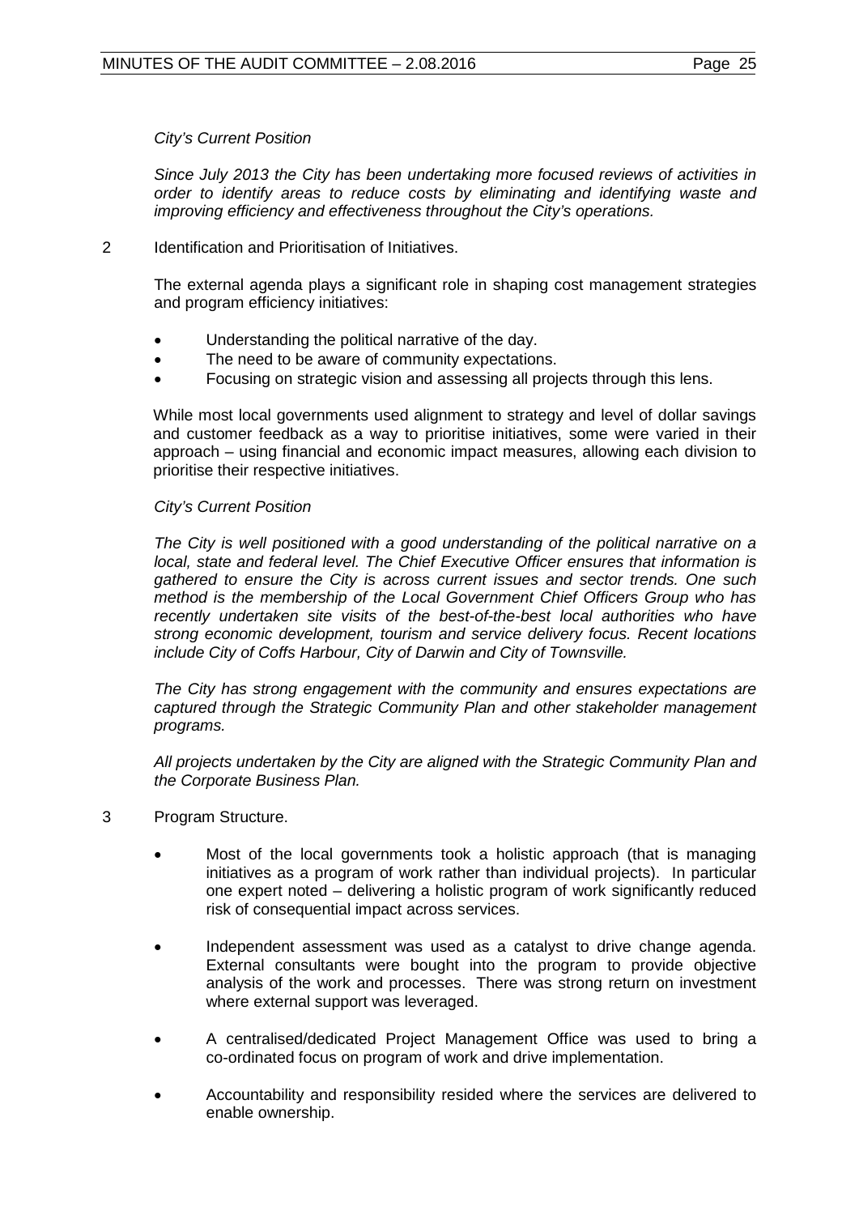*City's Current Position*

*Since July 2013 the City has been undertaking more focused reviews of activities in order to identify areas to reduce costs by eliminating and identifying waste and improving efficiency and effectiveness throughout the City's operations.*

2 Identification and Prioritisation of Initiatives.

The external agenda plays a significant role in shaping cost management strategies and program efficiency initiatives:

- Understanding the political narrative of the day.
- The need to be aware of community expectations.
- Focusing on strategic vision and assessing all projects through this lens.

While most local governments used alignment to strategy and level of dollar savings and customer feedback as a way to prioritise initiatives, some were varied in their approach – using financial and economic impact measures, allowing each division to prioritise their respective initiatives.

*City's Current Position*

*The City is well positioned with a good understanding of the political narrative on a local, state and federal level. The Chief Executive Officer ensures that information is gathered to ensure the City is across current issues and sector trends. One such method is the membership of the Local Government Chief Officers Group who has recently undertaken site visits of the best-of-the-best local authorities who have strong economic development, tourism and service delivery focus. Recent locations include City of Coffs Harbour, City of Darwin and City of Townsville.*

*The City has strong engagement with the community and ensures expectations are captured through the Strategic Community Plan and other stakeholder management programs.*

*All projects undertaken by the City are aligned with the Strategic Community Plan and the Corporate Business Plan.*

3 Program Structure.

- Most of the local governments took a holistic approach (that is managing initiatives as a program of work rather than individual projects). In particular one expert noted – delivering a holistic program of work significantly reduced risk of consequential impact across services.

- Independent assessment was used as a catalyst to drive change agenda. External consultants were bought into the program to provide objective analysis of the work and processes. There was strong return on investment where external support was leveraged.

- A centralised/dedicated Project Management Office was used to bring a co-ordinated focus on program of work and drive implementation.

- Accountability and responsibility resided where the services are delivered to enable ownership.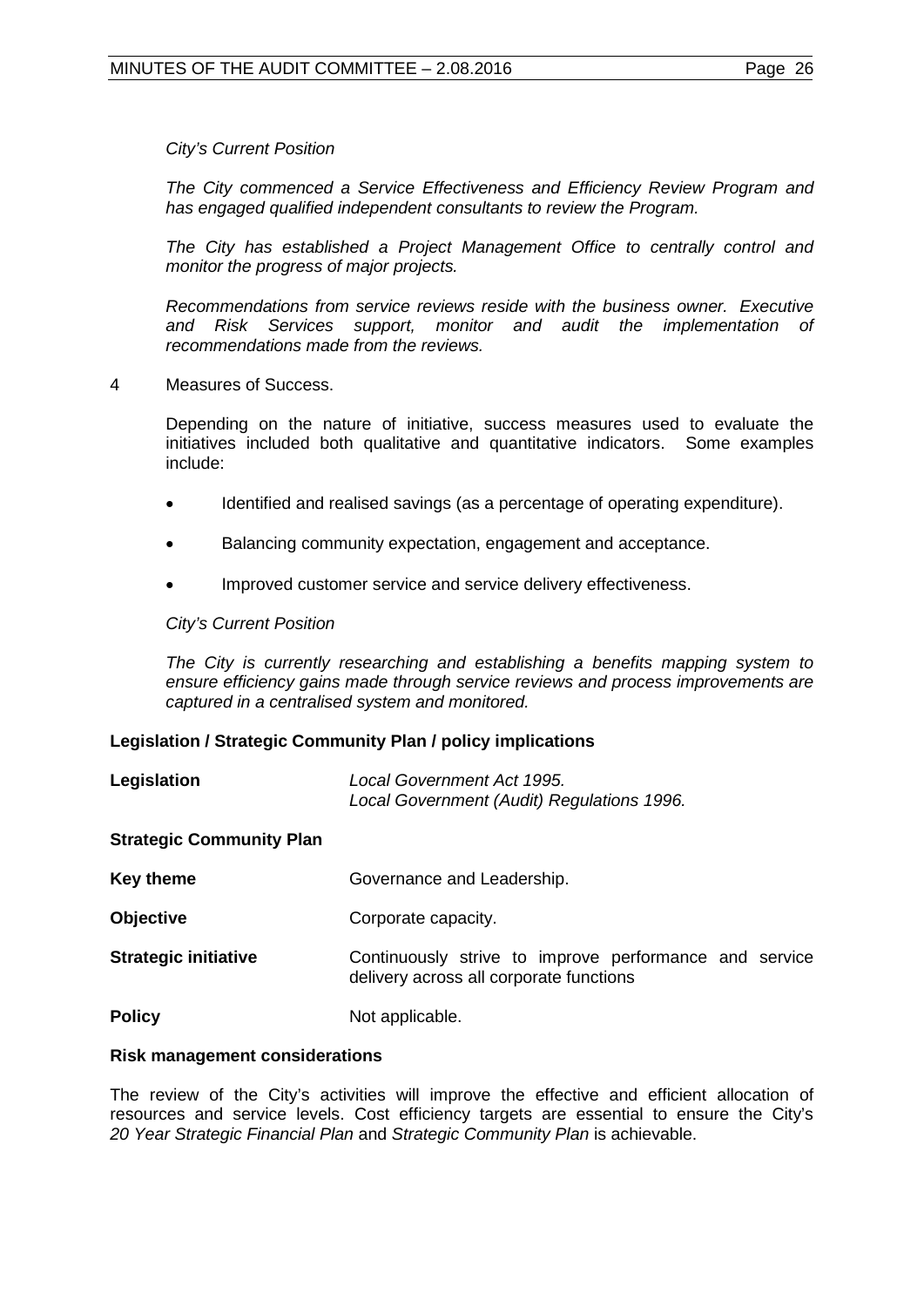*City's Current Position*

*The City commenced a Service Effectiveness and Efficiency Review Program and has engaged qualified independent consultants to review the Program.*

*The City has established a Project Management Office to centrally control and monitor the progress of major projects.*

*Recommendations from service reviews reside with the business owner. Executive and Risk Services support, monitor and audit the implementation of recommendations made from the reviews.*

4 Measures of Success.

Depending on the nature of initiative, success measures used to evaluate the initiatives included both qualitative and quantitative indicators. Some examples include:

- Identified and realised savings (as a percentage of operating expenditure).
- Balancing community expectation, engagement and acceptance.
- Improved customer service and service delivery effectiveness.

*City's Current Position*

*The City is currently researching and establishing a benefits mapping system to ensure efficiency gains made through service reviews and process improvements are captured in a centralised system and monitored.*

**Legislation / Strategic Community Plan / policy implications**

| | |
|---|---|
| **Legislation** | *Local Government Act 1995.* *Local Government (Audit) Regulations 1996.* |
| **Strategic Community Plan** | |
| **Key theme** | Governance and Leadership. |
| **Objective** | Corporate capacity. |
| **Strategic initiative** | Continuously strive to improve performance and service delivery across all corporate functions |
| **Policy** | Not applicable. |

**Risk management considerations**

The review of the City's activities will improve the effective and efficient allocation of resources and service levels. Cost efficiency targets are essential to ensure the City's *20 Year Strategic Financial Plan* and *Strategic Community Plan* is achievable.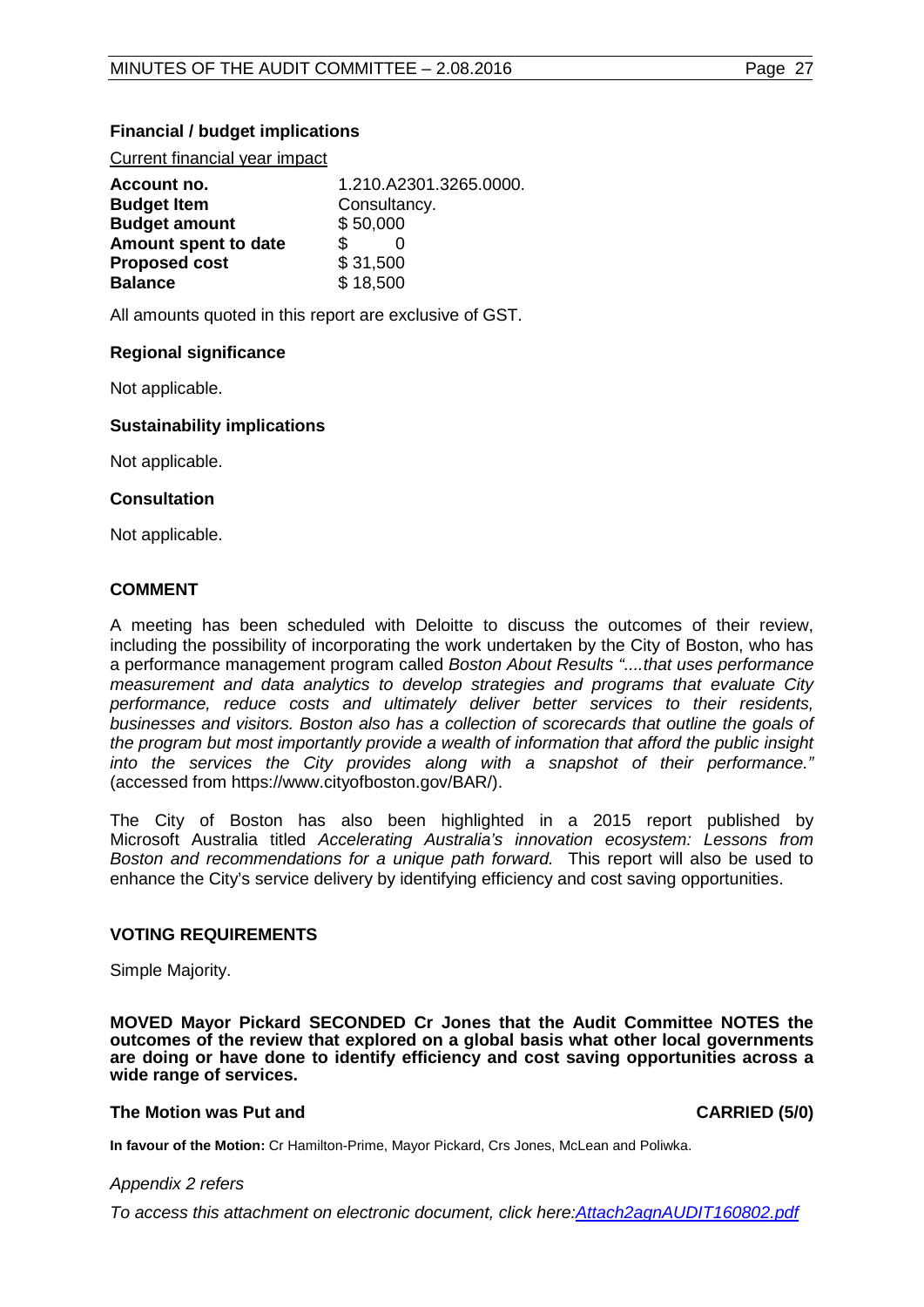**Financial / budget implications**

Current financial year impact

| | |
|---|---|
| **Account no.** | 1.210.A2301.3265.0000. |
| **Budget Item** | Consultancy. |
| **Budget amount** | $ 50,000 |
| **Amount spent to date** | $ 0 |
| **Proposed cost** | $ 31,500 |
| **Balance** | $ 18,500 |

All amounts quoted in this report are exclusive of GST.

**Regional significance**

Not applicable.

**Sustainability implications**

Not applicable.

**Consultation**

Not applicable.

## COMMENT

A meeting has been scheduled with Deloitte to discuss the outcomes of their review, including the possibility of incorporating the work undertaken by the City of Boston, who has a performance management program called *Boston About Results "....that uses performance measurement and data analytics to develop strategies and programs that evaluate City performance, reduce costs and ultimately deliver better services to their residents, businesses and visitors. Boston also has a collection of scorecards that outline the goals of the program but most importantly provide a wealth of information that afford the public insight into the services the City provides along with a snapshot of their performance."* (accessed from https://www.cityofboston.gov/BAR/).

The City of Boston has also been highlighted in a 2015 report published by Microsoft Australia titled *Accelerating Australia's innovation ecosystem: Lessons from Boston and recommendations for a unique path forward.* This report will also be used to enhance the City's service delivery by identifying efficiency and cost saving opportunities.

## VOTING REQUIREMENTS

Simple Majority.

**MOVED Mayor Pickard SECONDED Cr Jones that the Audit Committee NOTES the outcomes of the review that explored on a global basis what other local governments are doing or have done to identify efficiency and cost saving opportunities across a wide range of services.**

**The Motion was Put and CARRIED (5/0)**

**In favour of the Motion:** Cr Hamilton-Prime, Mayor Pickard, Crs Jones, McLean and Poliwka.

*Appendix 2 refers*

*To access this attachment on electronic document, click here:Attach2agnAUDIT160802.pdf*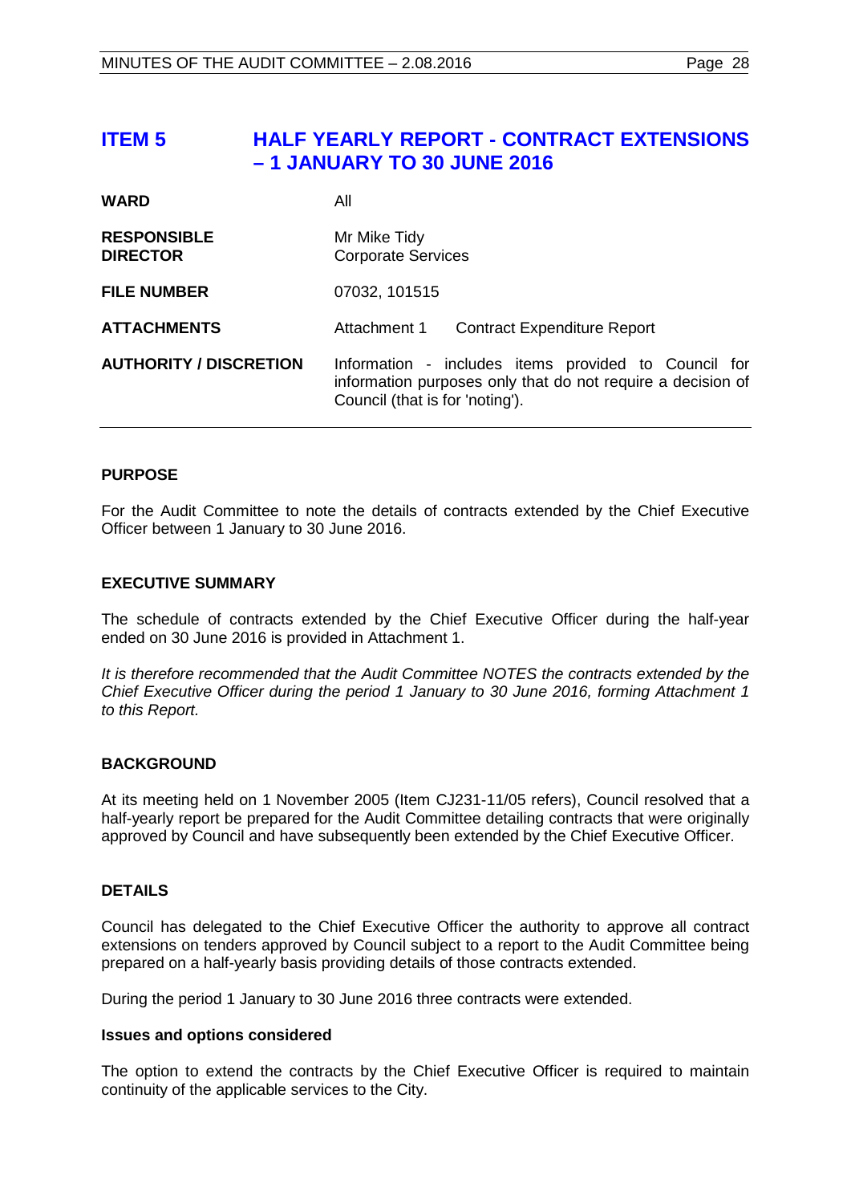# ITEM 5 HALF YEARLY REPORT - CONTRACT EXTENSIONS – 1 JANUARY TO 30 JUNE 2016

| | |
|---|---|
| **WARD** | All |
| **RESPONSIBLE DIRECTOR** | Mr Mike Tidy<br>Corporate Services |
| **FILE NUMBER** | 07032, 101515 |
| **ATTACHMENTS** | Attachment 1 Contract Expenditure Report |
| **AUTHORITY / DISCRETION** | Information - includes items provided to Council for information purposes only that do not require a decision of Council (that is for 'noting'). |

### PURPOSE

For the Audit Committee to note the details of contracts extended by the Chief Executive Officer between 1 January to 30 June 2016.

### EXECUTIVE SUMMARY

The schedule of contracts extended by the Chief Executive Officer during the half-year ended on 30 June 2016 is provided in Attachment 1.

*It is therefore recommended that the Audit Committee NOTES the contracts extended by the Chief Executive Officer during the period 1 January to 30 June 2016, forming Attachment 1 to this Report.*

### BACKGROUND

At its meeting held on 1 November 2005 (Item CJ231-11/05 refers), Council resolved that a half-yearly report be prepared for the Audit Committee detailing contracts that were originally approved by Council and have subsequently been extended by the Chief Executive Officer.

### DETAILS

Council has delegated to the Chief Executive Officer the authority to approve all contract extensions on tenders approved by Council subject to a report to the Audit Committee being prepared on a half-yearly basis providing details of those contracts extended.

During the period 1 January to 30 June 2016 three contracts were extended.

#### Issues and options considered

The option to extend the contracts by the Chief Executive Officer is required to maintain continuity of the applicable services to the City.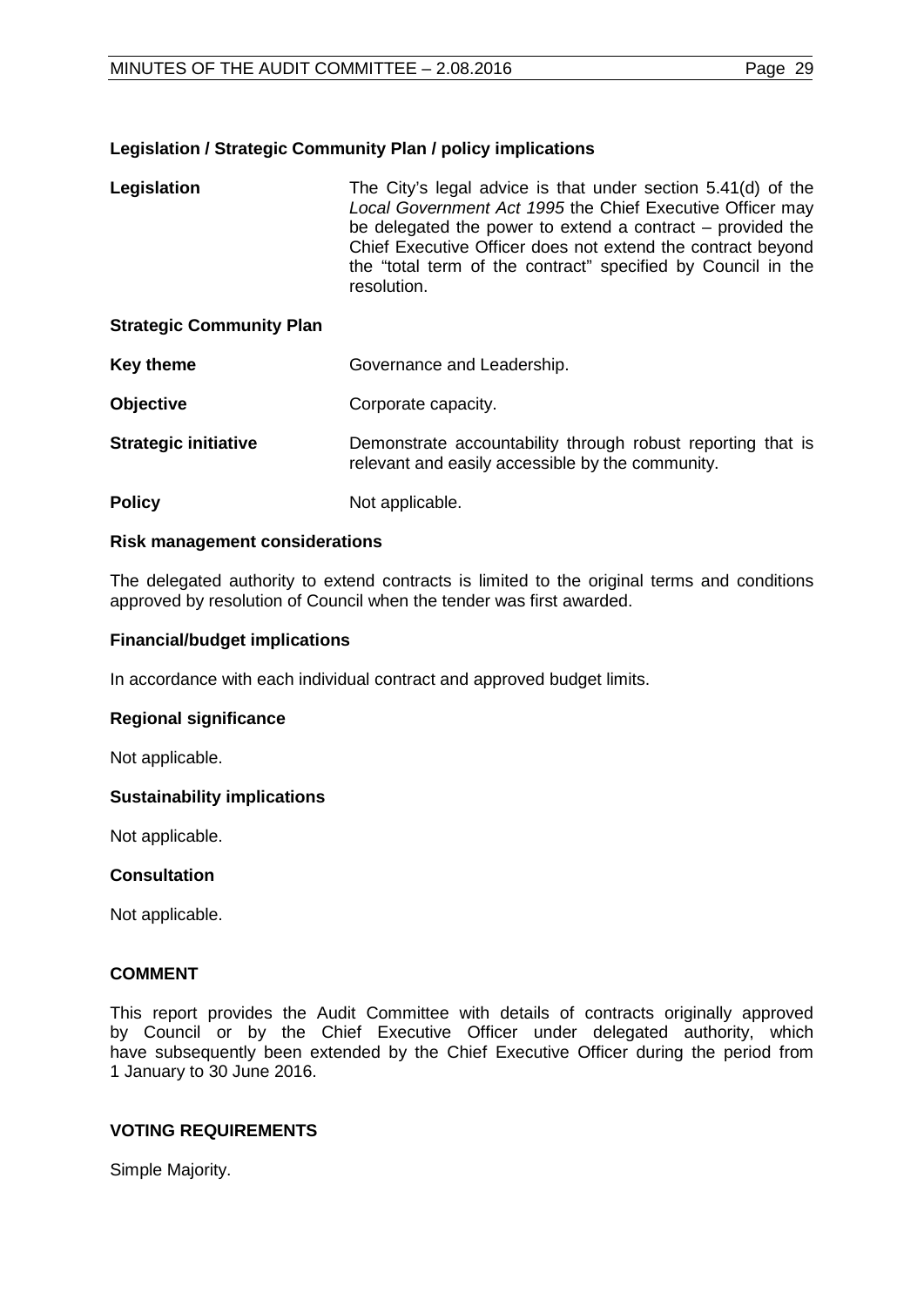**Legislation / Strategic Community Plan / policy implications**

| | |
|---|---|
| **Legislation** | The City's legal advice is that under section 5.41(d) of the *Local Government Act 1995* the Chief Executive Officer may be delegated the power to extend a contract – provided the Chief Executive Officer does not extend the contract beyond the "total term of the contract" specified by Council in the resolution. |

**Strategic Community Plan**

| | |
|---|---|
| **Key theme** | Governance and Leadership. |
| **Objective** | Corporate capacity. |
| **Strategic initiative** | Demonstrate accountability through robust reporting that is relevant and easily accessible by the community. |
| **Policy** | Not applicable. |

**Risk management considerations**

The delegated authority to extend contracts is limited to the original terms and conditions approved by resolution of Council when the tender was first awarded.

**Financial/budget implications**

In accordance with each individual contract and approved budget limits.

**Regional significance**

Not applicable.

**Sustainability implications**

Not applicable.

**Consultation**

Not applicable.

**COMMENT**

This report provides the Audit Committee with details of contracts originally approved by Council or by the Chief Executive Officer under delegated authority, which have subsequently been extended by the Chief Executive Officer during the period from 1 January to 30 June 2016.

**VOTING REQUIREMENTS**

Simple Majority.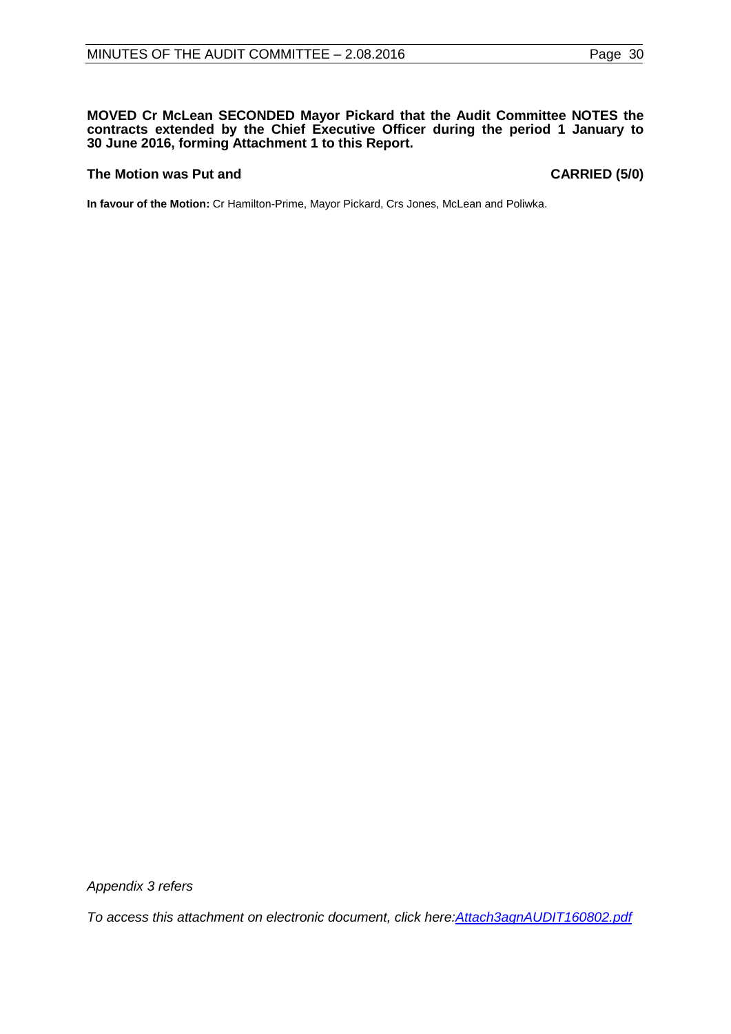**MOVED Cr McLean SECONDED Mayor Pickard that the Audit Committee NOTES the contracts extended by the Chief Executive Officer during the period 1 January to 30 June 2016, forming Attachment 1 to this Report.**

**The Motion was Put and CARRIED (5/0)**

**In favour of the Motion:** Cr Hamilton-Prime, Mayor Pickard, Crs Jones, McLean and Poliwka.

*Appendix 3 refers*

*To access this attachment on electronic document, click here:[Attach3agnAUDIT160802.pdf](Attach3agnAUDIT160802.pdf)*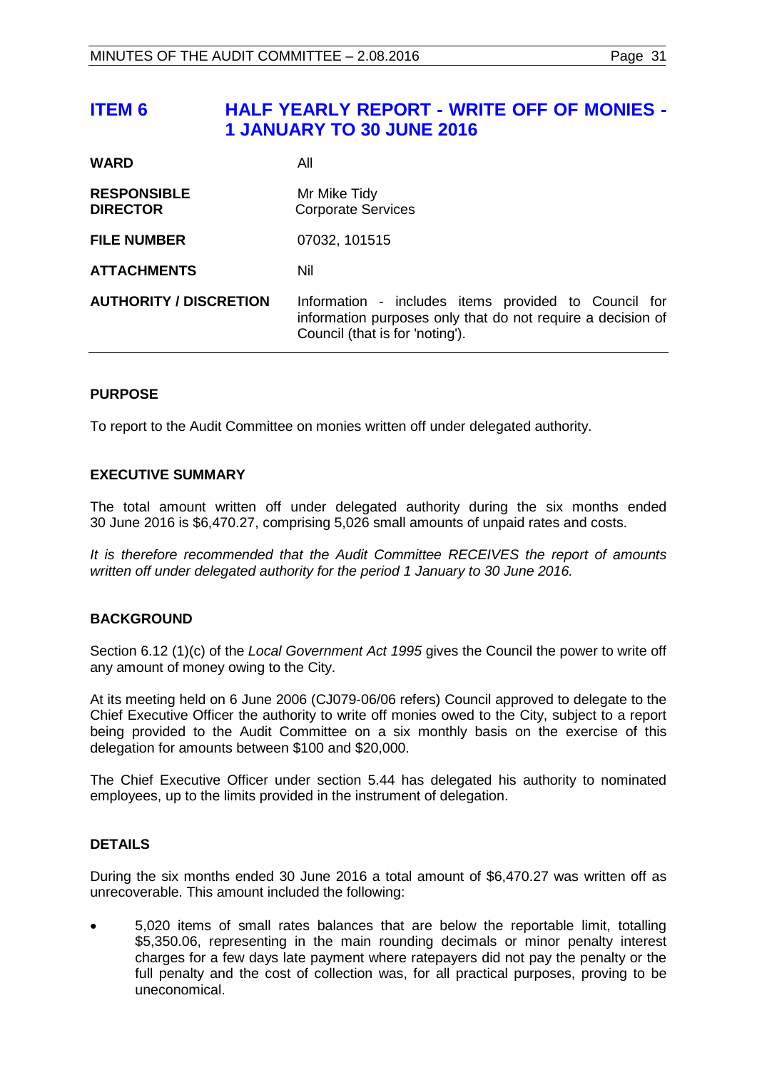# ITEM 6 HALF YEARLY REPORT - WRITE OFF OF MONIES - 1 JANUARY TO 30 JUNE 2016

| | |
|---|---|
| **WARD** | All |
| **RESPONSIBLE DIRECTOR** | Mr Mike Tidy<br>Corporate Services |
| **FILE NUMBER** | 07032, 101515 |
| **ATTACHMENTS** | Nil |
| **AUTHORITY / DISCRETION** | Information - includes items provided to Council for information purposes only that do not require a decision of Council (that is for 'noting'). |

## PURPOSE

To report to the Audit Committee on monies written off under delegated authority.

## EXECUTIVE SUMMARY

The total amount written off under delegated authority during the six months ended 30 June 2016 is $6,470.27, comprising 5,026 small amounts of unpaid rates and costs.

*It is therefore recommended that the Audit Committee RECEIVES the report of amounts written off under delegated authority for the period 1 January to 30 June 2016.*

## BACKGROUND

Section 6.12 (1)(c) of the *Local Government Act 1995* gives the Council the power to write off any amount of money owing to the City.

At its meeting held on 6 June 2006 (CJ079-06/06 refers) Council approved to delegate to the Chief Executive Officer the authority to write off monies owed to the City, subject to a report being provided to the Audit Committee on a six monthly basis on the exercise of this delegation for amounts between $100 and $20,000.

The Chief Executive Officer under section 5.44 has delegated his authority to nominated employees, up to the limits provided in the instrument of delegation.

## DETAILS

During the six months ended 30 June 2016 a total amount of $6,470.27 was written off as unrecoverable. This amount included the following:

- 5,020 items of small rates balances that are below the reportable limit, totalling $5,350.06, representing in the main rounding decimals or minor penalty interest charges for a few days late payment where ratepayers did not pay the penalty or the full penalty and the cost of collection was, for all practical purposes, proving to be uneconomical.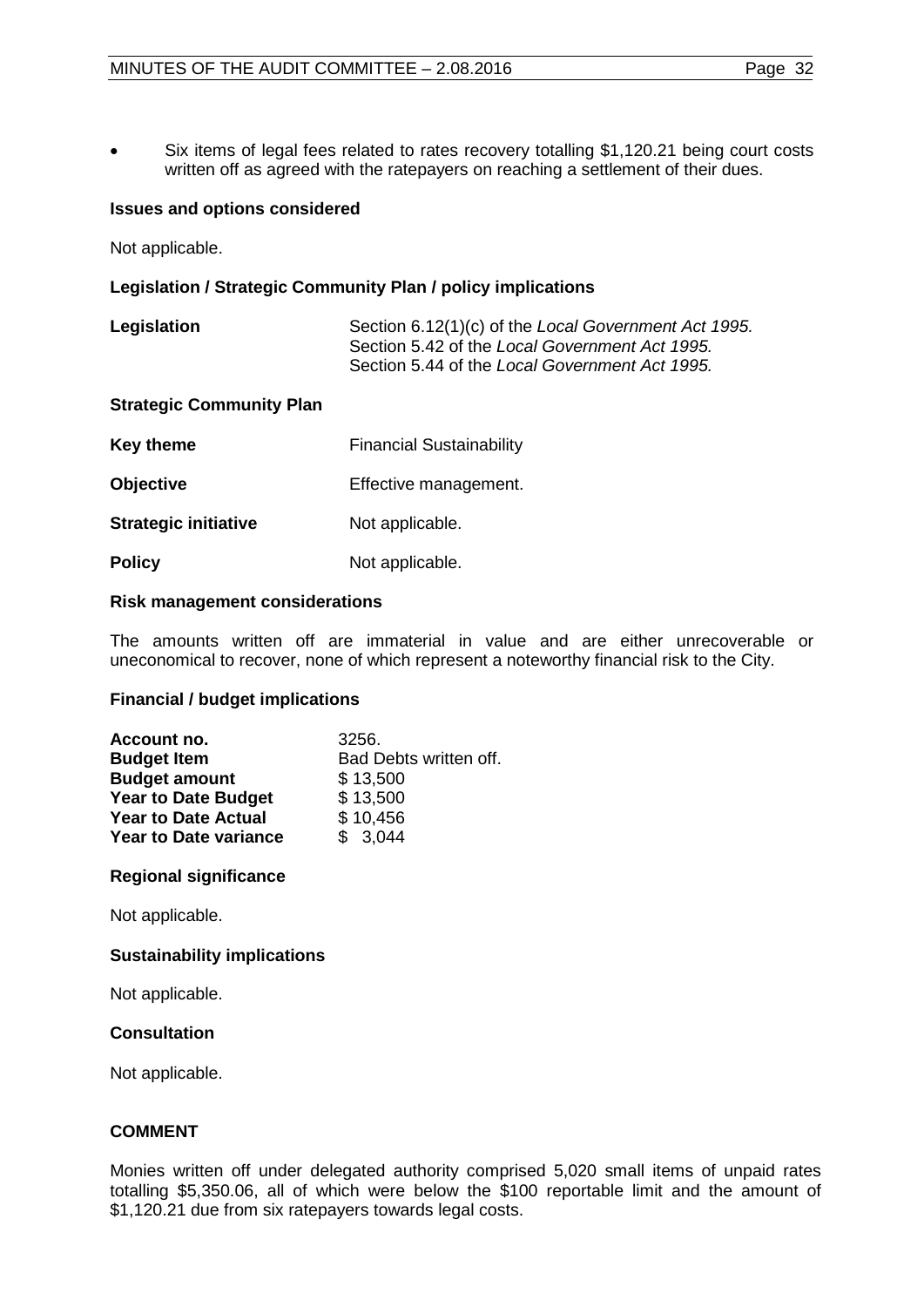- Six items of legal fees related to rates recovery totalling $1,120.21 being court costs written off as agreed with the ratepayers on reaching a settlement of their dues.

**Issues and options considered**

Not applicable.

**Legislation / Strategic Community Plan / policy implications**

| | |
|---|---|
| **Legislation** | Section 6.12(1)(c) of the *Local Government Act 1995.* Section 5.42 of the *Local Government Act 1995.* Section 5.44 of the *Local Government Act 1995.* |

**Strategic Community Plan**

| | |
|---|---|
| **Key theme** | Financial Sustainability |
| **Objective** | Effective management. |
| **Strategic initiative** | Not applicable. |
| **Policy** | Not applicable. |

**Risk management considerations**

The amounts written off are immaterial in value and are either unrecoverable or uneconomical to recover, none of which represent a noteworthy financial risk to the City.

**Financial / budget implications**

| | |
|---|---|
| **Account no.** | 3256. |
| **Budget Item** | Bad Debts written off. |
| **Budget amount** | $ 13,500 |
| **Year to Date Budget** | $ 13,500 |
| **Year to Date Actual** | $ 10,456 |
| **Year to Date variance** | $ 3,044 |

**Regional significance**

Not applicable.

**Sustainability implications**

Not applicable.

**Consultation**

Not applicable.

**COMMENT**

Monies written off under delegated authority comprised 5,020 small items of unpaid rates totalling $5,350.06, all of which were below the $100 reportable limit and the amount of $1,120.21 due from six ratepayers towards legal costs.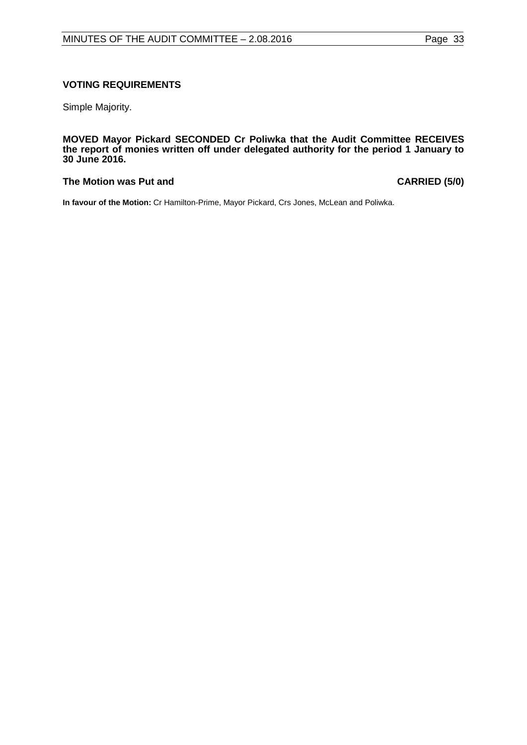**VOTING REQUIREMENTS**

Simple Majority.

**MOVED Mayor Pickard SECONDED Cr Poliwka that the Audit Committee RECEIVES the report of monies written off under delegated authority for the period 1 January to 30 June 2016.**

**The Motion was Put and CARRIED (5/0)**

**In favour of the Motion:** Cr Hamilton-Prime, Mayor Pickard, Crs Jones, McLean and Poliwka.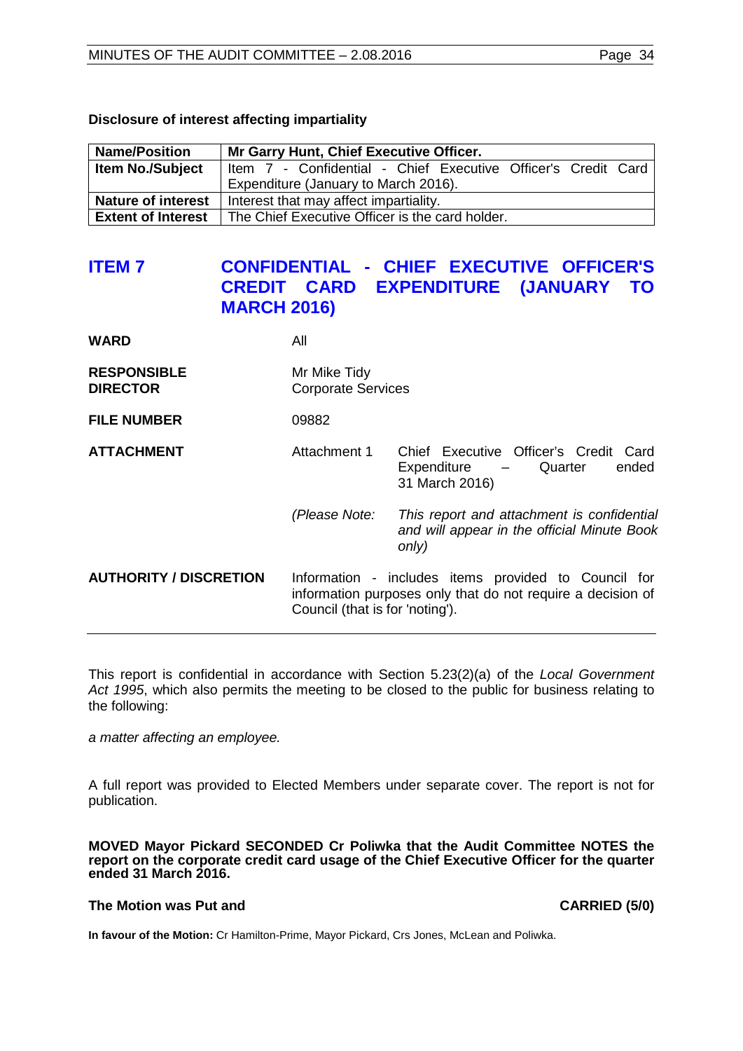**Disclosure of interest affecting impartiality**

| Name/Position | Mr Garry Hunt, Chief Executive Officer. |
|---|---|
| Item No./Subject | Item 7 - Confidential - Chief Executive Officer's Credit Card Expenditure (January to March 2016). |
| Nature of interest | Interest that may affect impartiality. |
| Extent of Interest | The Chief Executive Officer is the card holder. |

## ITEM 7 CONFIDENTIAL - CHIEF EXECUTIVE OFFICER'S CREDIT CARD EXPENDITURE (JANUARY TO MARCH 2016)

**WARD** All

**RESPONSIBLE DIRECTOR** Mr Mike Tidy
Corporate Services

**FILE NUMBER** 09882

**ATTACHMENT** Attachment 1 Chief Executive Officer's Credit Card Expenditure – Quarter ended 31 March 2016)

*(Please Note: This report and attachment is confidential and will appear in the official Minute Book only)*

**AUTHORITY / DISCRETION** Information - includes items provided to Council for information purposes only that do not require a decision of Council (that is for 'noting').

---

This report is confidential in accordance with Section 5.23(2)(a) of the *Local Government Act 1995*, which also permits the meeting to be closed to the public for business relating to the following:

*a matter affecting an employee.*

A full report was provided to Elected Members under separate cover. The report is not for publication.

**MOVED Mayor Pickard SECONDED Cr Poliwka that the Audit Committee NOTES the report on the corporate credit card usage of the Chief Executive Officer for the quarter ended 31 March 2016.**

**The Motion was Put and CARRIED (5/0)**

**In favour of the Motion:** Cr Hamilton-Prime, Mayor Pickard, Crs Jones, McLean and Poliwka.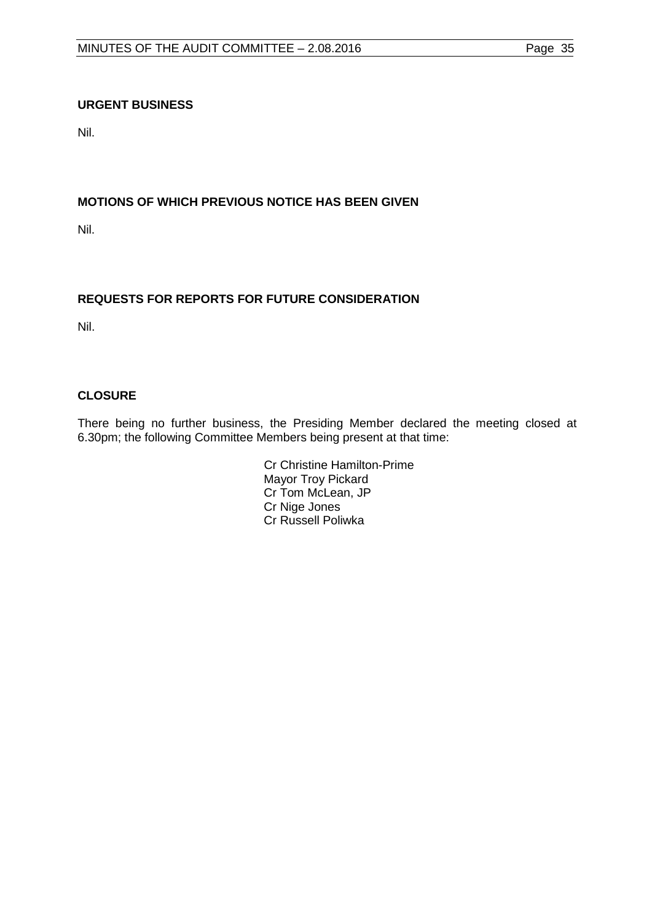**URGENT BUSINESS**

Nil.

**MOTIONS OF WHICH PREVIOUS NOTICE HAS BEEN GIVEN**

Nil.

**REQUESTS FOR REPORTS FOR FUTURE CONSIDERATION**

Nil.

**CLOSURE**

There being no further business, the Presiding Member declared the meeting closed at 6.30pm; the following Committee Members being present at that time:

Cr Christine Hamilton-Prime
Mayor Troy Pickard
Cr Tom McLean, JP
Cr Nige Jones
Cr Russell Poliwka